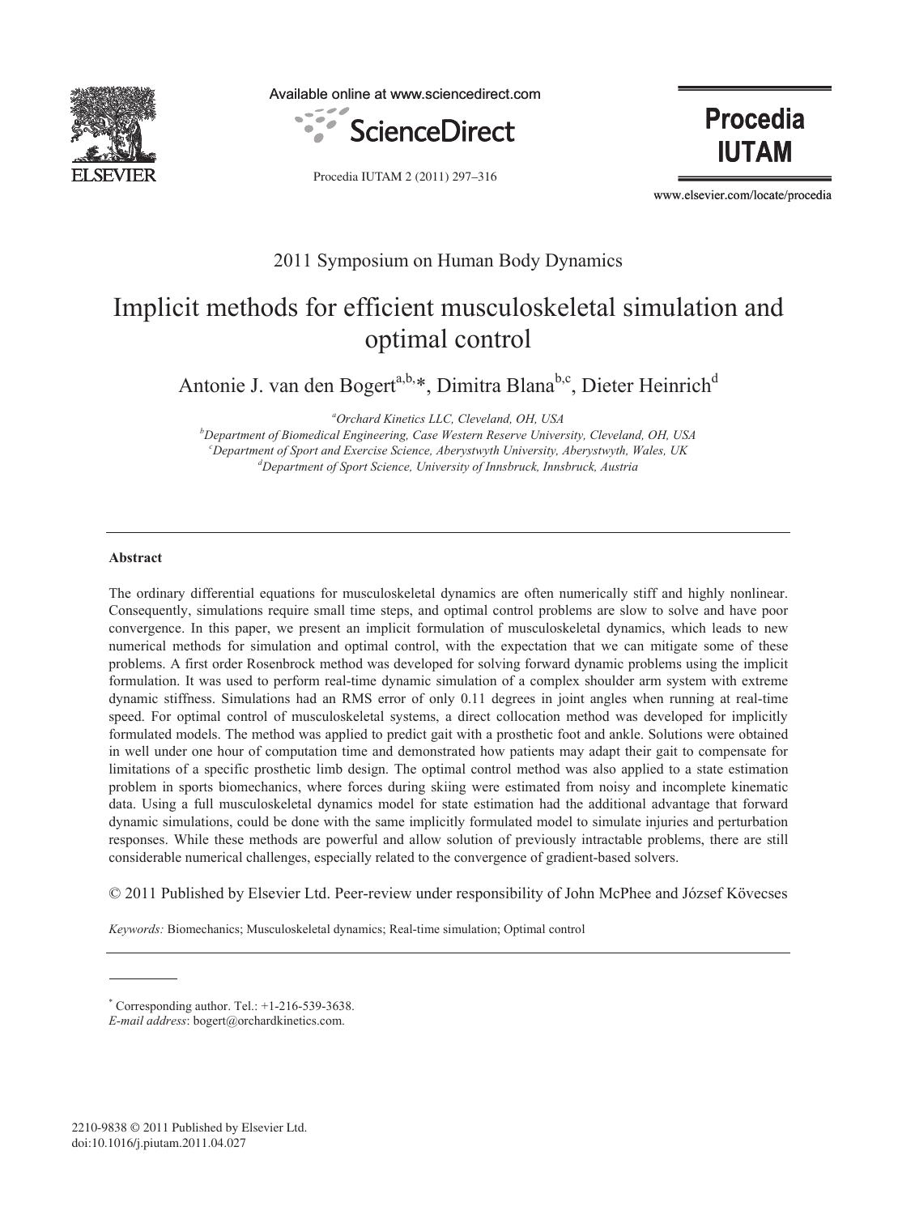2011 Symposium on Human Body Dynamics

# Implicit methods for efficient musculoskeletal simulation and optimal control

Antonie J. van den Bogert[a,b,*], Dimitra Blana[b,c], Dieter Heinrich[d]

[a]*Orchard Kinetics LLC, Cleveland, OH, USA*
[b]*Department of Biomedical Engineering, Case Western Reserve University, Cleveland, OH, USA*
[c]*Department of Sport and Exercise Science, Aberystwyth University, Aberystwyth, Wales, UK*
[d]*Department of Sport Science, University of Innsbruck, Innsbruck, Austria*

---

**Abstract**

The ordinary differential equations for musculoskeletal dynamics are often numerically stiff and highly nonlinear. Consequently, simulations require small time steps, and optimal control problems are slow to solve and have poor convergence. In this paper, we present an implicit formulation of musculoskeletal dynamics, which leads to new numerical methods for simulation and optimal control, with the expectation that we can mitigate some of these problems. A first order Rosenbrock method was developed for solving forward dynamic problems using the implicit formulation. It was used to perform real-time dynamic simulation of a complex shoulder arm system with extreme dynamic stiffness. Simulations had an RMS error of only 0.11 degrees in joint angles when running at real-time speed. For optimal control of musculoskeletal systems, a direct collocation method was developed for implicitly formulated models. The method was applied to predict gait with a prosthetic foot and ankle. Solutions were obtained in well under one hour of computation time and demonstrated how patients may adapt their gait to compensate for limitations of a specific prosthetic limb design. The optimal control method was also applied to a state estimation problem in sports biomechanics, where forces during skiing were estimated from noisy and incomplete kinematic data. Using a full musculoskeletal dynamics model for state estimation had the additional advantage that forward dynamic simulations, could be done with the same implicitly formulated model to simulate injuries and perturbation responses. While these methods are powerful and allow solution of previously intractable problems, there are still considerable numerical challenges, especially related to the convergence of gradient-based solvers.

© 2011 Published by Elsevier Ltd. Peer-review under responsibility of John McPhee and József Kövecses

*Keywords:* Biomechanics; Musculoskeletal dynamics; Real-time simulation; Optimal control

---

\* Corresponding author. Tel.: +1-216-539-3638.
*E-mail address*: bogert@orchardkinetics.com.

2210-9838 © 2011 Published by Elsevier Ltd.
doi:10.1016/j.piutam.2011.04.027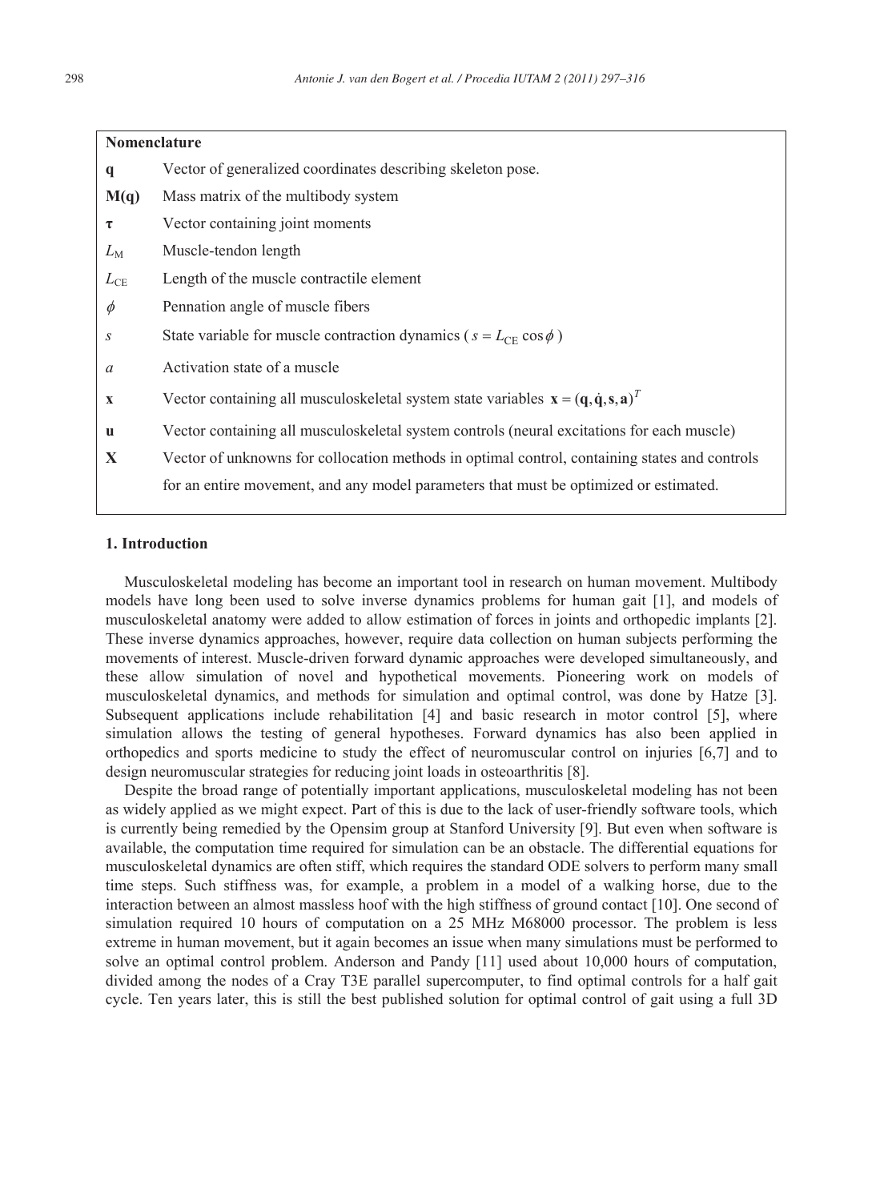**Nomenclature**

| | |
|---|---|
| $\mathbf{q}$ | Vector of generalized coordinates describing skeleton pose. |
| $\mathbf{M(q)}$ | Mass matrix of the multibody system |
| $\boldsymbol{\tau}$ | Vector containing joint moments |
| $L_{\mathrm{M}}$ | Muscle-tendon length |
| $L_{\mathrm{CE}}$ | Length of the muscle contractile element |
| $\phi$ | Pennation angle of muscle fibers |
| $s$ | State variable for muscle contraction dynamics ( $s = L_{\mathrm{CE}} \cos\phi$ ) |
| $a$ | Activation state of a muscle |
| $\mathbf{x}$ | Vector containing all musculoskeletal system state variables $\mathbf{x} = (\mathbf{q}, \dot{\mathbf{q}}, \mathbf{s}, \mathbf{a})^T$ |
| $\mathbf{u}$ | Vector containing all musculoskeletal system controls (neural excitations for each muscle) |
| $\mathbf{X}$ | Vector of unknowns for collocation methods in optimal control, containing states and controls for an entire movement, and any model parameters that must be optimized or estimated. |

## 1. Introduction

Musculoskeletal modeling has become an important tool in research on human movement. Multibody models have long been used to solve inverse dynamics problems for human gait [1], and models of musculoskeletal anatomy were added to allow estimation of forces in joints and orthopedic implants [2]. These inverse dynamics approaches, however, require data collection on human subjects performing the movements of interest. Muscle-driven forward dynamic approaches were developed simultaneously, and these allow simulation of novel and hypothetical movements. Pioneering work on models of musculoskeletal dynamics, and methods for simulation and optimal control, was done by Hatze [3]. Subsequent applications include rehabilitation [4] and basic research in motor control [5], where simulation allows the testing of general hypotheses. Forward dynamics has also been applied in orthopedics and sports medicine to study the effect of neuromuscular control on injuries [6,7] and to design neuromuscular strategies for reducing joint loads in osteoarthritis [8].

Despite the broad range of potentially important applications, musculoskeletal modeling has not been as widely applied as we might expect. Part of this is due to the lack of user-friendly software tools, which is currently being remedied by the Opensim group at Stanford University [9]. But even when software is available, the computation time required for simulation can be an obstacle. The differential equations for musculoskeletal dynamics are often stiff, which requires the standard ODE solvers to perform many small time steps. Such stiffness was, for example, a problem in a model of a walking horse, due to the interaction between an almost massless hoof with the high stiffness of ground contact [10]. One second of simulation required 10 hours of computation on a 25 MHz M68000 processor. The problem is less extreme in human movement, but it again becomes an issue when many simulations must be performed to solve an optimal control problem. Anderson and Pandy [11] used about 10,000 hours of computation, divided among the nodes of a Cray T3E parallel supercomputer, to find optimal controls for a half gait cycle. Ten years later, this is still the best published solution for optimal control of gait using a full 3D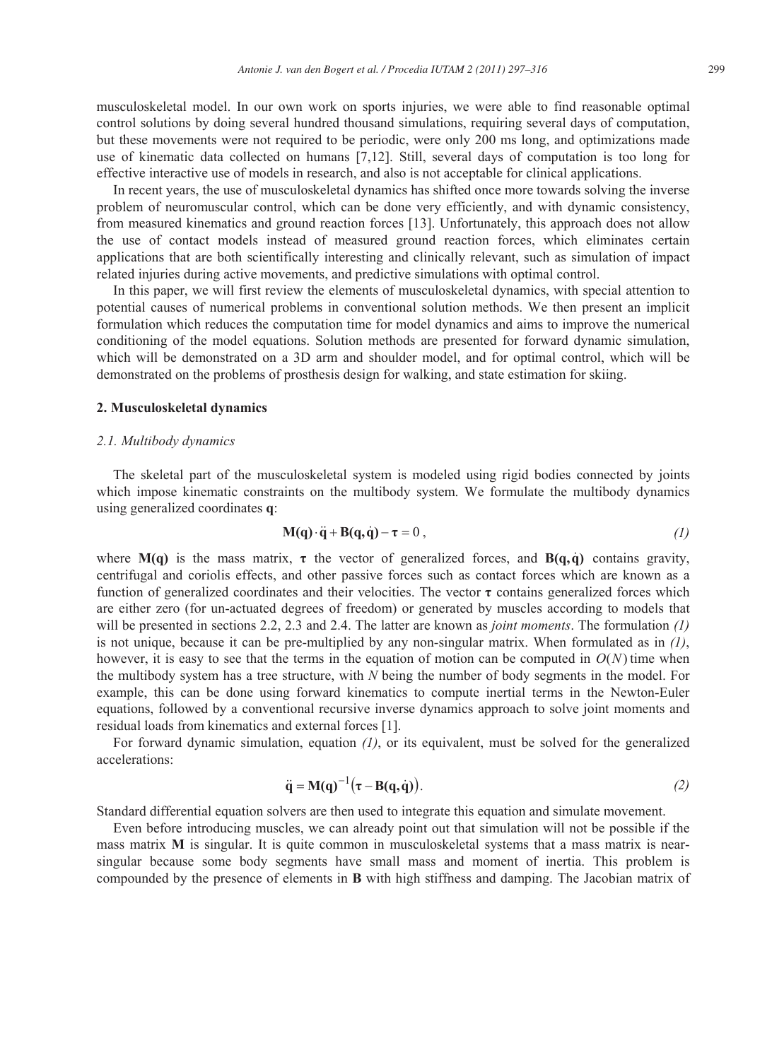musculoskeletal model. In our own work on sports injuries, we were able to find reasonable optimal control solutions by doing several hundred thousand simulations, requiring several days of computation, but these movements were not required to be periodic, were only 200 ms long, and optimizations made use of kinematic data collected on humans [7,12]. Still, several days of computation is too long for effective interactive use of models in research, and also is not acceptable for clinical applications.

In recent years, the use of musculoskeletal dynamics has shifted once more towards solving the inverse problem of neuromuscular control, which can be done very efficiently, and with dynamic consistency, from measured kinematics and ground reaction forces [13]. Unfortunately, this approach does not allow the use of contact models instead of measured ground reaction forces, which eliminates certain applications that are both scientifically interesting and clinically relevant, such as simulation of impact related injuries during active movements, and predictive simulations with optimal control.

In this paper, we will first review the elements of musculoskeletal dynamics, with special attention to potential causes of numerical problems in conventional solution methods. We then present an implicit formulation which reduces the computation time for model dynamics and aims to improve the numerical conditioning of the model equations. Solution methods are presented for forward dynamic simulation, which will be demonstrated on a 3D arm and shoulder model, and for optimal control, which will be demonstrated on the problems of prosthesis design for walking, and state estimation for skiing.

## 2. Musculoskeletal dynamics

### *2.1. Multibody dynamics*

The skeletal part of the musculoskeletal system is modeled using rigid bodies connected by joints which impose kinematic constraints on the multibody system. We formulate the multibody dynamics using generalized coordinates $\mathbf{q}$:

$$\mathbf{M(q)} \cdot \ddot{\mathbf{q}} + \mathbf{B(q, \dot{q})} - \boldsymbol{\tau} = 0\,, \tag{1}$$

where $\mathbf{M(q)}$ is the mass matrix, $\boldsymbol{\tau}$ the vector of generalized forces, and $\mathbf{B(q, \dot{q})}$ contains gravity, centrifugal and coriolis effects, and other passive forces such as contact forces which are known as a function of generalized coordinates and their velocities. The vector $\boldsymbol{\tau}$ contains generalized forces which are either zero (for un-actuated degrees of freedom) or generated by muscles according to models that will be presented in sections 2.2, 2.3 and 2.4. The latter are known as *joint moments*. The formulation *(1)* is not unique, because it can be pre-multiplied by any non-singular matrix. When formulated as in *(1)*, however, it is easy to see that the terms in the equation of motion can be computed in $O(N)$ time when the multibody system has a tree structure, with $N$ being the number of body segments in the model. For example, this can be done using forward kinematics to compute inertial terms in the Newton-Euler equations, followed by a conventional recursive inverse dynamics approach to solve joint moments and residual loads from kinematics and external forces [1].

For forward dynamic simulation, equation *(1)*, or its equivalent, must be solved for the generalized accelerations:

$$\ddot{\mathbf{q}} = \mathbf{M(q)}^{-1}\left(\boldsymbol{\tau} - \mathbf{B(q, \dot{q})}\right). \tag{2}$$

Standard differential equation solvers are then used to integrate this equation and simulate movement.

Even before introducing muscles, we can already point out that simulation will not be possible if the mass matrix $\mathbf{M}$ is singular. It is quite common in musculoskeletal systems that a mass matrix is near-singular because some body segments have small mass and moment of inertia. This problem is compounded by the presence of elements in $\mathbf{B}$ with high stiffness and damping. The Jacobian matrix of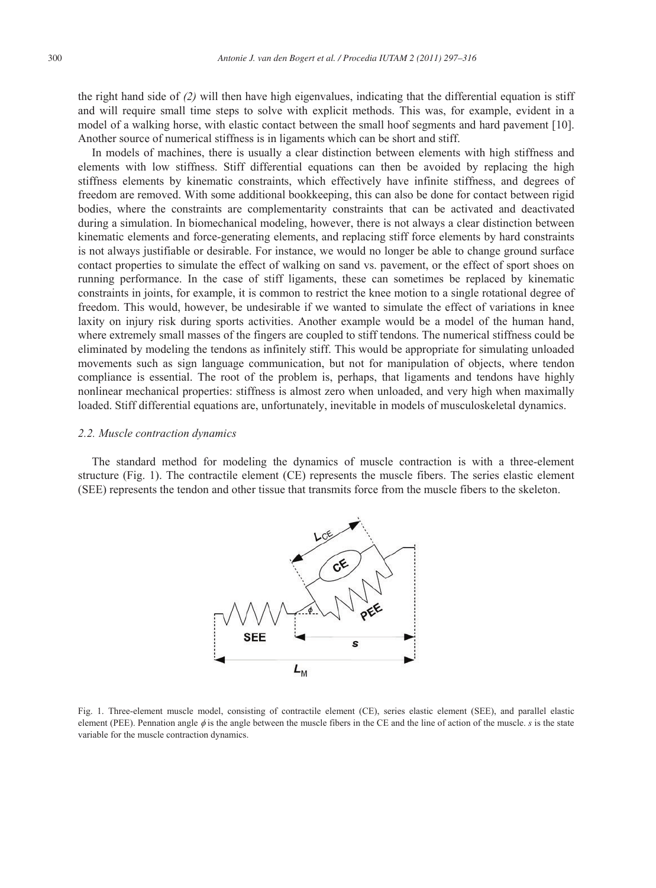the right hand side of *(2)* will then have high eigenvalues, indicating that the differential equation is stiff and will require small time steps to solve with explicit methods. This was, for example, evident in a model of a walking horse, with elastic contact between the small hoof segments and hard pavement [10]. Another source of numerical stiffness is in ligaments which can be short and stiff.

In models of machines, there is usually a clear distinction between elements with high stiffness and elements with low stiffness. Stiff differential equations can then be avoided by replacing the high stiffness elements by kinematic constraints, which effectively have infinite stiffness, and degrees of freedom are removed. With some additional bookkeeping, this can also be done for contact between rigid bodies, where the constraints are complementarity constraints that can be activated and deactivated during a simulation. In biomechanical modeling, however, there is not always a clear distinction between kinematic elements and force-generating elements, and replacing stiff force elements by hard constraints is not always justifiable or desirable. For instance, we would no longer be able to change ground surface contact properties to simulate the effect of walking on sand vs. pavement, or the effect of sport shoes on running performance. In the case of stiff ligaments, these can sometimes be replaced by kinematic constraints in joints, for example, it is common to restrict the knee motion to a single rotational degree of freedom. This would, however, be undesirable if we wanted to simulate the effect of variations in knee laxity on injury risk during sports activities. Another example would be a model of the human hand, where extremely small masses of the fingers are coupled to stiff tendons. The numerical stiffness could be eliminated by modeling the tendons as infinitely stiff. This would be appropriate for simulating unloaded movements such as sign language communication, but not for manipulation of objects, where tendon compliance is essential. The root of the problem is, perhaps, that ligaments and tendons have highly nonlinear mechanical properties: stiffness is almost zero when unloaded, and very high when maximally loaded. Stiff differential equations are, unfortunately, inevitable in models of musculoskeletal dynamics.

### *2.2. Muscle contraction dynamics*

The standard method for modeling the dynamics of muscle contraction is with a three-element structure (Fig. 1). The contractile element (CE) represents the muscle fibers. The series elastic element (SEE) represents the tendon and other tissue that transmits force from the muscle fibers to the skeleton.

Fig. 1. Three-element muscle model, consisting of contractile element (CE), series elastic element (SEE), and parallel elastic element (PEE). Pennation angle $\phi$ is the angle between the muscle fibers in the CE and the line of action of the muscle. $s$ is the state variable for the muscle contraction dynamics.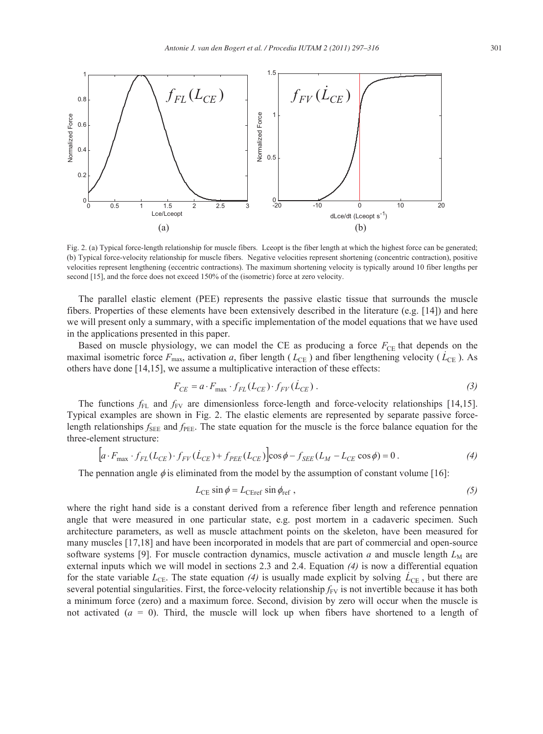Fig. 2. (a) Typical force-length relationship for muscle fibers. Lceopt is the fiber length at which the highest force can be generated; (b) Typical force-velocity relationship for muscle fibers. Negative velocities represent shortening (concentric contraction), positive velocities represent lengthening (eccentric contractions). The maximum shortening velocity is typically around 10 fiber lengths per second [15], and the force does not exceed 150% of the (isometric) force at zero velocity.

The parallel elastic element (PEE) represents the passive elastic tissue that surrounds the muscle fibers. Properties of these elements have been extensively described in the literature (e.g. [14]) and here we will present only a summary, with a specific implementation of the model equations that we have used in the applications presented in this paper.

Based on muscle physiology, we can model the CE as producing a force $F_{CE}$ that depends on the maximal isometric force $F_{max}$, activation $a$, fiber length ($L_{CE}$) and fiber lengthening velocity ($\dot{L}_{CE}$). As others have done [14,15], we assume a multiplicative interaction of these effects:

$$F_{CE} = a \cdot F_{\max} \cdot f_{FL}(L_{CE}) \cdot f_{FV}(\dot{L}_{CE}) \,. \tag{3}$$

The functions $f_{FL}$ and $f_{FV}$ are dimensionless force-length and force-velocity relationships [14,15]. Typical examples are shown in Fig. 2. The elastic elements are represented by separate passive force-length relationships $f_{SEE}$ and $f_{PEE}$. The state equation for the muscle is the force balance equation for the three-element structure:

$$\left[a \cdot F_{\max} \cdot f_{FL}(L_{CE}) \cdot f_{FV}(\dot{L}_{CE}) + f_{PEE}(L_{CE})\right]\cos\phi - f_{SEE}(L_M - L_{CE}\cos\phi) = 0 \,. \tag{4}$$

The pennation angle $\phi$ is eliminated from the model by the assumption of constant volume [16]:

$$L_{CE}\sin\phi = L_{CEref}\sin\phi_{ref} \,, \tag{5}$$

where the right hand side is a constant derived from a reference fiber length and reference pennation angle that were measured in one particular state, e.g. post mortem in a cadaveric specimen. Such architecture parameters, as well as muscle attachment points on the skeleton, have been measured for many muscles [17,18] and have been incorporated in models that are part of commercial and open-source software systems [9]. For muscle contraction dynamics, muscle activation $a$ and muscle length $L_M$ are external inputs which we will model in sections 2.3 and 2.4. Equation *(4)* is now a differential equation for the state variable $L_{CE}$. The state equation *(4)* is usually made explicit by solving $\dot{L}_{CE}$, but there are several potential singularities. First, the force-velocity relationship $f_{FV}$ is not invertible because it has both a minimum force (zero) and a maximum force. Second, division by zero will occur when the muscle is not activated ($a$ = 0). Third, the muscle will lock up when fibers have shortened to a length of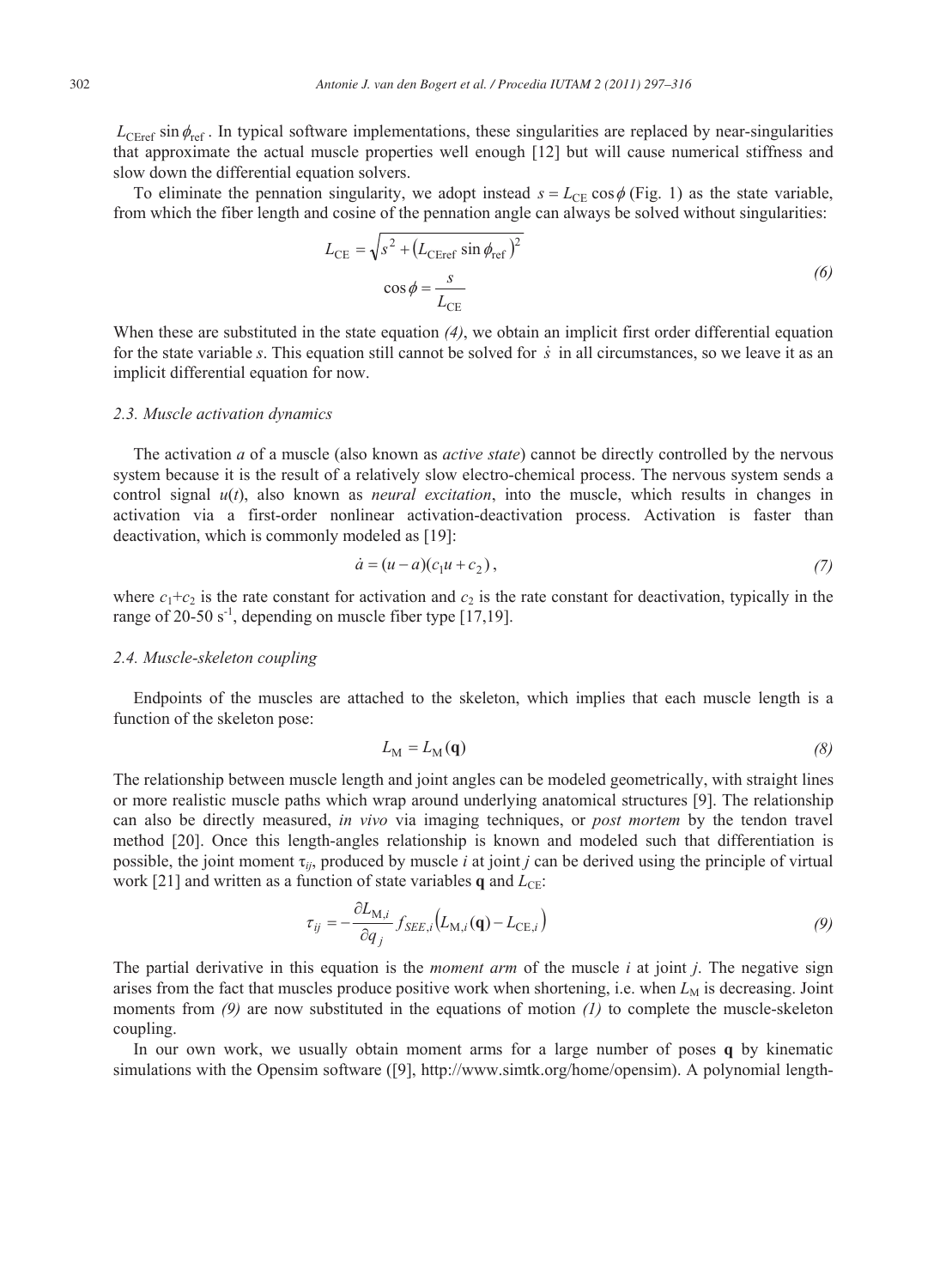$L_{\text{CEref}} \sin \phi_{\text{ref}}$. In typical software implementations, these singularities are replaced by near-singularities that approximate the actual muscle properties well enough [12] but will cause numerical stiffness and slow down the differential equation solvers.

To eliminate the pennation singularity, we adopt instead $s = L_{\text{CE}} \cos \phi$ (Fig. 1) as the state variable, from which the fiber length and cosine of the pennation angle can always be solved without singularities:

$$L_{\text{CE}} = \sqrt{s^2 + \left(L_{\text{CEref}} \sin \phi_{\text{ref}}\right)^2}$$
$$\cos \phi = \frac{s}{L_{\text{CE}}} \tag{6}$$

When these are substituted in the state equation *(4)*, we obtain an implicit first order differential equation for the state variable *s*. This equation still cannot be solved for $\dot{s}$ in all circumstances, so we leave it as an implicit differential equation for now.

### *2.3. Muscle activation dynamics*

The activation *a* of a muscle (also known as *active state*) cannot be directly controlled by the nervous system because it is the result of a relatively slow electro-chemical process. The nervous system sends a control signal $u(t)$, also known as *neural excitation*, into the muscle, which results in changes in activation via a first-order nonlinear activation-deactivation process. Activation is faster than deactivation, which is commonly modeled as [19]:

$$\dot{a} = (u - a)(c_1 u + c_2), \tag{7}$$

where $c_1 + c_2$ is the rate constant for activation and $c_2$ is the rate constant for deactivation, typically in the range of 20-50 $\text{s}^{-1}$, depending on muscle fiber type [17,19].

### *2.4. Muscle-skeleton coupling*

Endpoints of the muscles are attached to the skeleton, which implies that each muscle length is a function of the skeleton pose:

$$L_{\text{M}} = L_{\text{M}}(\mathbf{q}) \tag{8}$$

The relationship between muscle length and joint angles can be modeled geometrically, with straight lines or more realistic muscle paths which wrap around underlying anatomical structures [9]. The relationship can also be directly measured, *in vivo* via imaging techniques, or *post mortem* by the tendon travel method [20]. Once this length-angles relationship is known and modeled such that differentiation is possible, the joint moment $\tau_{ij}$, produced by muscle *i* at joint *j* can be derived using the principle of virtual work [21] and written as a function of state variables $\mathbf{q}$ and $L_{\text{CE}}$:

$$\tau_{ij} = -\frac{\partial L_{\text{M},i}}{\partial q_j} f_{SEE,i}\left(L_{\text{M},i}(\mathbf{q}) - L_{\text{CE},i}\right) \tag{9}$$

The partial derivative in this equation is the *moment arm* of the muscle *i* at joint *j*. The negative sign arises from the fact that muscles produce positive work when shortening, i.e. when $L_{\text{M}}$ is decreasing. Joint moments from *(9)* are now substituted in the equations of motion *(1)* to complete the muscle-skeleton coupling.

In our own work, we usually obtain moment arms for a large number of poses $\mathbf{q}$ by kinematic simulations with the Opensim software ([9], http://www.simtk.org/home/opensim). A polynomial length-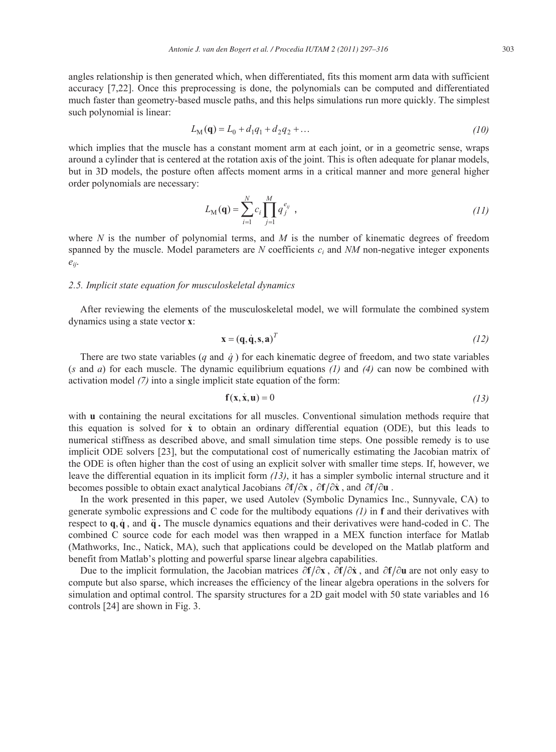angles relationship is then generated which, when differentiated, fits this moment arm data with sufficient accuracy [7,22]. Once this preprocessing is done, the polynomials can be computed and differentiated much faster than geometry-based muscle paths, and this helps simulations run more quickly. The simplest such polynomial is linear:

$$L_{\mathrm{M}}(\mathbf{q}) = L_0 + d_1 q_1 + d_2 q_2 + \ldots \tag{10}$$

which implies that the muscle has a constant moment arm at each joint, or in a geometric sense, wraps around a cylinder that is centered at the rotation axis of the joint. This is often adequate for planar models, but in 3D models, the posture often affects moment arms in a critical manner and more general higher order polynomials are necessary:

$$L_{\mathrm{M}}(\mathbf{q}) = \sum_{i=1}^{N} c_i \prod_{j=1}^{M} q_j^{e_{ij}} \ , \tag{11}$$

where $N$ is the number of polynomial terms, and $M$ is the number of kinematic degrees of freedom spanned by the muscle. Model parameters are $N$ coefficients $c_i$ and $NM$ non-negative integer exponents $e_{ij}$.

### *2.5. Implicit state equation for musculoskeletal dynamics*

After reviewing the elements of the musculoskeletal model, we will formulate the combined system dynamics using a state vector **x**:

$$\mathbf{x} = (\mathbf{q}, \dot{\mathbf{q}}, \mathbf{s}, \mathbf{a})^T \tag{12}$$

There are two state variables ($q$ and $\dot{q}$) for each kinematic degree of freedom, and two state variables ($s$ and $a$) for each muscle. The dynamic equilibrium equations *(1)* and *(4)* can now be combined with activation model *(7)* into a single implicit state equation of the form:

$$\mathbf{f}(\mathbf{x}, \dot{\mathbf{x}}, \mathbf{u}) = 0 \tag{13}$$

with **u** containing the neural excitations for all muscles. Conventional simulation methods require that this equation is solved for $\dot{\mathbf{x}}$ to obtain an ordinary differential equation (ODE), but this leads to numerical stiffness as described above, and small simulation time steps. One possible remedy is to use implicit ODE solvers [23], but the computational cost of numerically estimating the Jacobian matrix of the ODE is often higher than the cost of using an explicit solver with smaller time steps. If, however, we leave the differential equation in its implicit form *(13)*, it has a simpler symbolic internal structure and it becomes possible to obtain exact analytical Jacobians $\partial\mathbf{f}/\partial\mathbf{x}$, $\partial\mathbf{f}/\partial\dot{\mathbf{x}}$, and $\partial\mathbf{f}/\partial\mathbf{u}$.

In the work presented in this paper, we used Autolev (Symbolic Dynamics Inc., Sunnyvale, CA) to generate symbolic expressions and C code for the multibody equations *(1)* in **f** and their derivatives with respect to $\mathbf{q}, \dot{\mathbf{q}}$, and $\ddot{\mathbf{q}}$**.** The muscle dynamics equations and their derivatives were hand-coded in C. The combined C source code for each model was then wrapped in a MEX function interface for Matlab (Mathworks, Inc., Natick, MA), such that applications could be developed on the Matlab platform and benefit from Matlab's plotting and powerful sparse linear algebra capabilities.

Due to the implicit formulation, the Jacobian matrices $\partial\mathbf{f}/\partial\mathbf{x}$, $\partial\mathbf{f}/\partial\dot{\mathbf{x}}$, and $\partial\mathbf{f}/\partial\mathbf{u}$ are not only easy to compute but also sparse, which increases the efficiency of the linear algebra operations in the solvers for simulation and optimal control. The sparsity structures for a 2D gait model with 50 state variables and 16 controls [24] are shown in Fig. 3.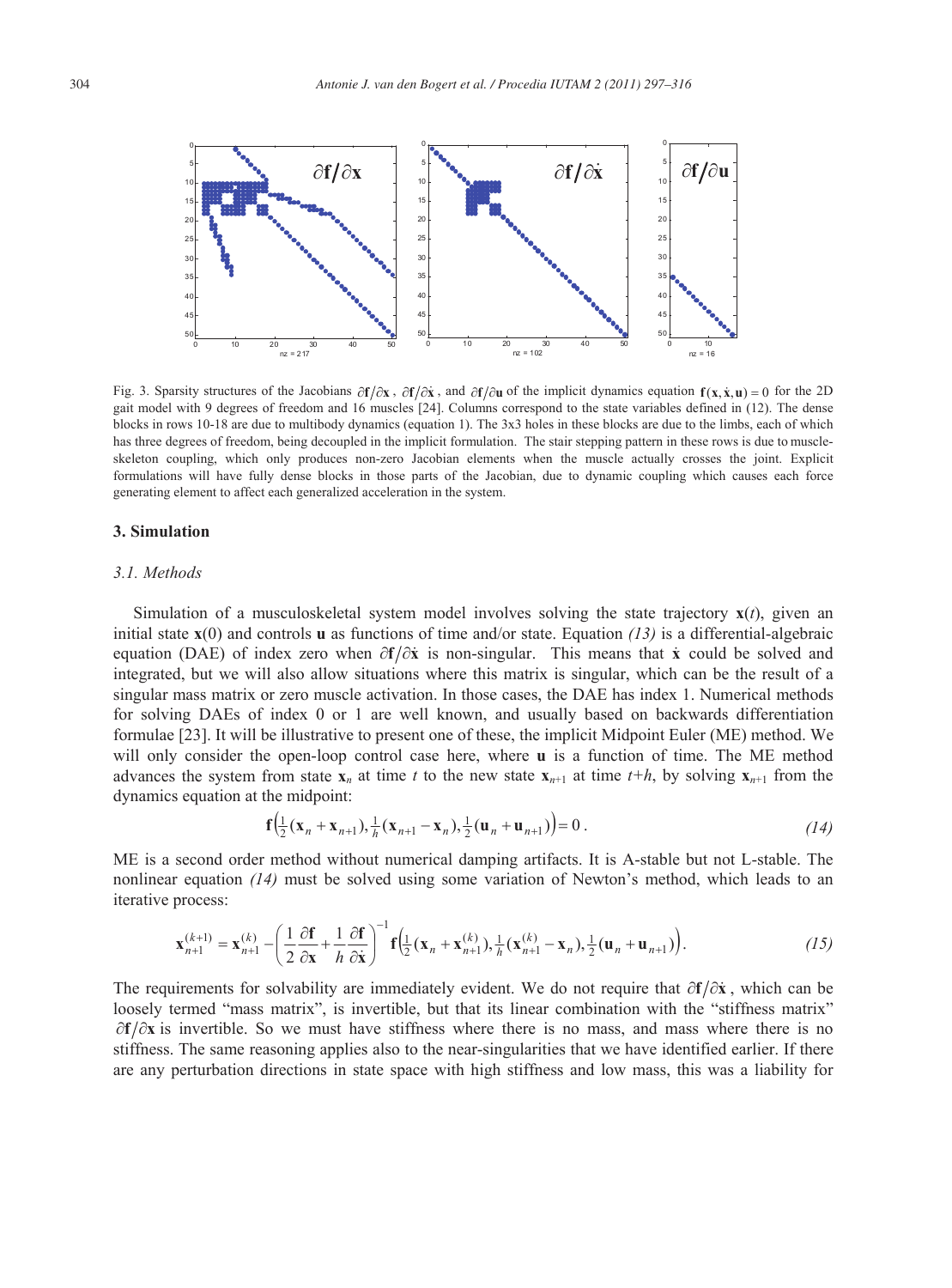Fig. 3. Sparsity structures of the Jacobians $\partial \mathbf{f}/\partial \mathbf{x}$, $\partial \mathbf{f}/\partial \dot{\mathbf{x}}$, and $\partial \mathbf{f}/\partial \mathbf{u}$ of the implicit dynamics equation $\mathbf{f}(\mathbf{x}, \dot{\mathbf{x}}, \mathbf{u}) = 0$ for the 2D gait model with 9 degrees of freedom and 16 muscles [24]. Columns correspond to the state variables defined in (12). The dense blocks in rows 10-18 are due to multibody dynamics (equation 1). The 3x3 holes in these blocks are due to the limbs, each of which has three degrees of freedom, being decoupled in the implicit formulation. The stair stepping pattern in these rows is due to muscle-skeleton coupling, which only produces non-zero Jacobian elements when the muscle actually crosses the joint. Explicit formulations will have fully dense blocks in those parts of the Jacobian, due to dynamic coupling which causes each force generating element to affect each generalized acceleration in the system.

## 3. Simulation

### 3.1. Methods

Simulation of a musculoskeletal system model involves solving the state trajectory $\mathbf{x}(t)$, given an initial state $\mathbf{x}(0)$ and controls $\mathbf{u}$ as functions of time and/or state. Equation *(13)* is a differential-algebraic equation (DAE) of index zero when $\partial \mathbf{f}/\partial \dot{\mathbf{x}}$ is non-singular. This means that $\dot{\mathbf{x}}$ could be solved and integrated, but we will also allow situations where this matrix is singular, which can be the result of a singular mass matrix or zero muscle activation. In those cases, the DAE has index 1. Numerical methods for solving DAEs of index 0 or 1 are well known, and usually based on backwards differentiation formulae [23]. It will be illustrative to present one of these, the implicit Midpoint Euler (ME) method. We will only consider the open-loop control case here, where $\mathbf{u}$ is a function of time. The ME method advances the system from state $\mathbf{x}_n$ at time $t$ to the new state $\mathbf{x}_{n+1}$ at time $t+h$, by solving $\mathbf{x}_{n+1}$ from the dynamics equation at the midpoint:

$$\mathbf{f}\left(\tfrac{1}{2}(\mathbf{x}_n + \mathbf{x}_{n+1}), \tfrac{1}{h}(\mathbf{x}_{n+1} - \mathbf{x}_n), \tfrac{1}{2}(\mathbf{u}_n + \mathbf{u}_{n+1})\right) = 0\,. \tag{14}$$

ME is a second order method without numerical damping artifacts. It is A-stable but not L-stable. The nonlinear equation *(14)* must be solved using some variation of Newton's method, which leads to an iterative process:

$$\mathbf{x}_{n+1}^{(k+1)} = \mathbf{x}_{n+1}^{(k)} - \left(\frac{1}{2}\frac{\partial \mathbf{f}}{\partial \mathbf{x}} + \frac{1}{h}\frac{\partial \mathbf{f}}{\partial \dot{\mathbf{x}}}\right)^{-1} \mathbf{f}\left(\tfrac{1}{2}(\mathbf{x}_n + \mathbf{x}_{n+1}^{(k)}), \tfrac{1}{h}(\mathbf{x}_{n+1}^{(k)} - \mathbf{x}_n), \tfrac{1}{2}(\mathbf{u}_n + \mathbf{u}_{n+1})\right). \tag{15}$$

The requirements for solvability are immediately evident. We do not require that $\partial \mathbf{f}/\partial \dot{\mathbf{x}}$, which can be loosely termed "mass matrix", is invertible, but that its linear combination with the "stiffness matrix" $\partial \mathbf{f}/\partial \mathbf{x}$ is invertible. So we must have stiffness where there is no mass, and mass where there is no stiffness. The same reasoning applies also to the near-singularities that we have identified earlier. If there are any perturbation directions in state space with high stiffness and low mass, this was a liability for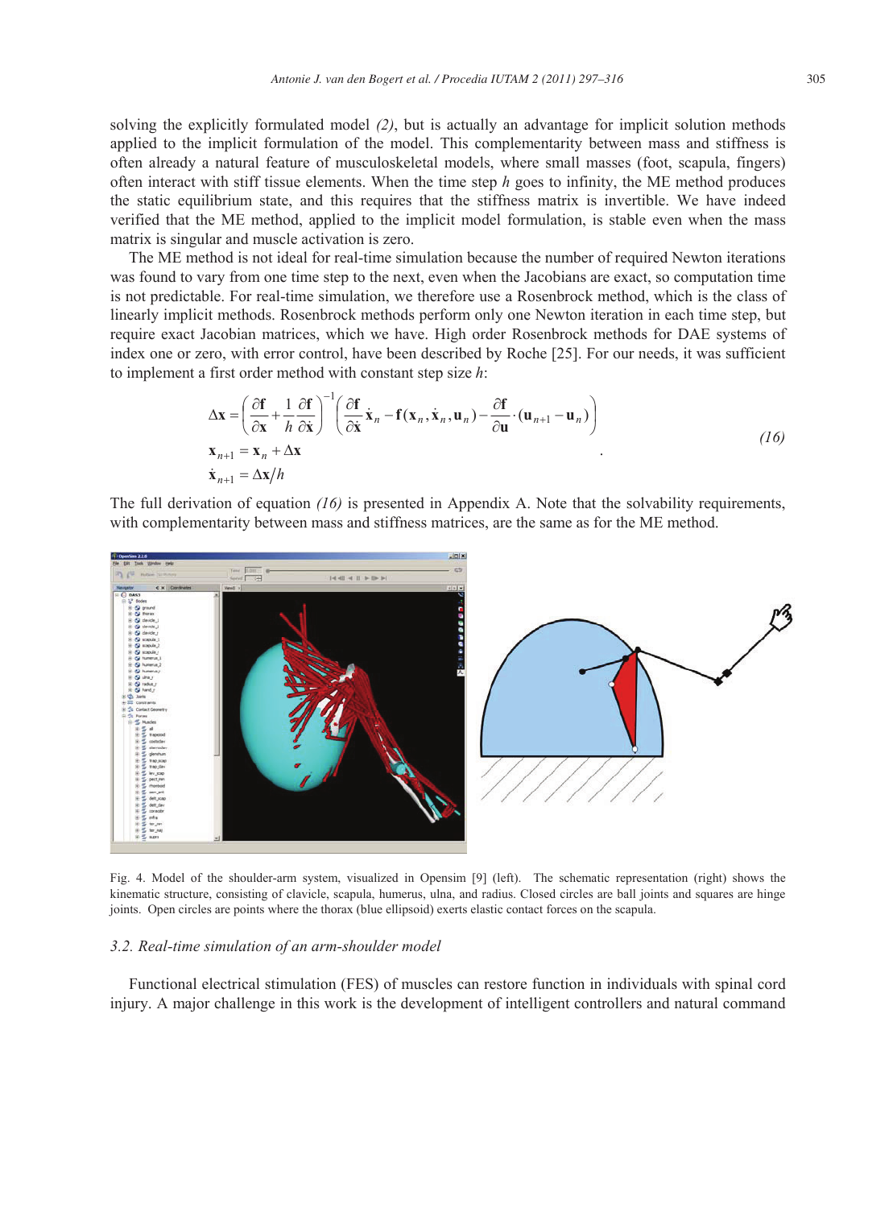solving the explicitly formulated model *(2)*, but is actually an advantage for implicit solution methods applied to the implicit formulation of the model. This complementarity between mass and stiffness is often already a natural feature of musculoskeletal models, where small masses (foot, scapula, fingers) often interact with stiff tissue elements. When the time step $h$ goes to infinity, the ME method produces the static equilibrium state, and this requires that the stiffness matrix is invertible. We have indeed verified that the ME method, applied to the implicit model formulation, is stable even when the mass matrix is singular and muscle activation is zero.

The ME method is not ideal for real-time simulation because the number of required Newton iterations was found to vary from one time step to the next, even when the Jacobians are exact, so computation time is not predictable. For real-time simulation, we therefore use a Rosenbrock method, which is the class of linearly implicit methods. Rosenbrock methods perform only one Newton iteration in each time step, but require exact Jacobian matrices, which we have. High order Rosenbrock methods for DAE systems of index one or zero, with error control, have been described by Roche [25]. For our needs, it was sufficient to implement a first order method with constant step size $h$:

$$
\begin{aligned}
\Delta \mathbf{x} &= \left( \frac{\partial \mathbf{f}}{\partial \mathbf{x}} + \frac{1}{h} \frac{\partial \mathbf{f}}{\partial \dot{\mathbf{x}}} \right)^{-1} \left( \frac{\partial \mathbf{f}}{\partial \dot{\mathbf{x}}} \dot{\mathbf{x}}_n - \mathbf{f}(\mathbf{x}_n, \dot{\mathbf{x}}_n, \mathbf{u}_n) - \frac{\partial \mathbf{f}}{\partial \mathbf{u}} \cdot (\mathbf{u}_{n+1} - \mathbf{u}_n) \right) \\
\mathbf{x}_{n+1} &= \mathbf{x}_n + \Delta \mathbf{x} \\
\dot{\mathbf{x}}_{n+1} &= \Delta \mathbf{x} / h
\end{aligned}
\qquad (16)
$$

The full derivation of equation *(16)* is presented in Appendix A. Note that the solvability requirements, with complementarity between mass and stiffness matrices, are the same as for the ME method.

Fig. 4. Model of the shoulder-arm system, visualized in Opensim [9] (left). The schematic representation (right) shows the kinematic structure, consisting of clavicle, scapula, humerus, ulna, and radius. Closed circles are ball joints and squares are hinge joints. Open circles are points where the thorax (blue ellipsoid) exerts elastic contact forces on the scapula.

### *3.2. Real-time simulation of an arm-shoulder model*

Functional electrical stimulation (FES) of muscles can restore function in individuals with spinal cord injury. A major challenge in this work is the development of intelligent controllers and natural command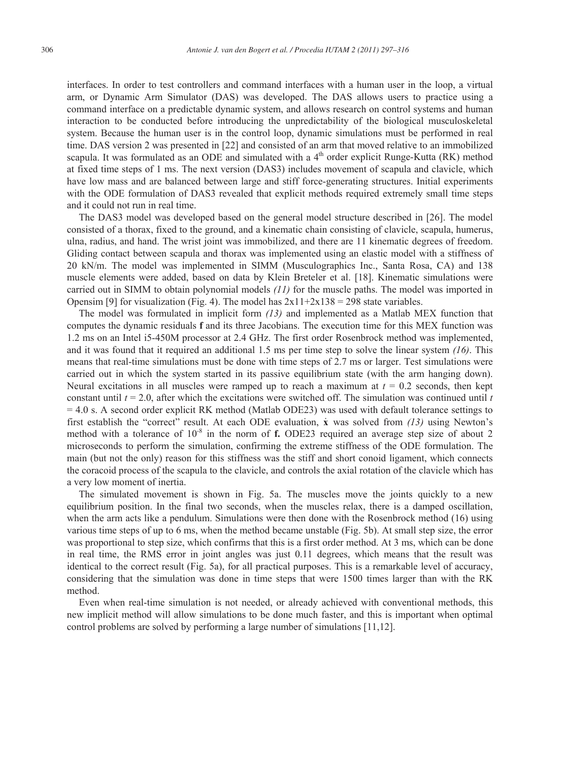interfaces. In order to test controllers and command interfaces with a human user in the loop, a virtual arm, or Dynamic Arm Simulator (DAS) was developed. The DAS allows users to practice using a command interface on a predictable dynamic system, and allows research on control systems and human interaction to be conducted before introducing the unpredictability of the biological musculoskeletal system. Because the human user is in the control loop, dynamic simulations must be performed in real time. DAS version 2 was presented in [22] and consisted of an arm that moved relative to an immobilized scapula. It was formulated as an ODE and simulated with a $4^{th}$ order explicit Runge-Kutta (RK) method at fixed time steps of 1 ms. The next version (DAS3) includes movement of scapula and clavicle, which have low mass and are balanced between large and stiff force-generating structures. Initial experiments with the ODE formulation of DAS3 revealed that explicit methods required extremely small time steps and it could not run in real time.

The DAS3 model was developed based on the general model structure described in [26]. The model consisted of a thorax, fixed to the ground, and a kinematic chain consisting of clavicle, scapula, humerus, ulna, radius, and hand. The wrist joint was immobilized, and there are 11 kinematic degrees of freedom. Gliding contact between scapula and thorax was implemented using an elastic model with a stiffness of 20 kN/m. The model was implemented in SIMM (Musculographics Inc., Santa Rosa, CA) and 138 muscle elements were added, based on data by Klein Breteler et al. [18]. Kinematic simulations were carried out in SIMM to obtain polynomial models *(11)* for the muscle paths. The model was imported in Opensim [9] for visualization (Fig. 4). The model has $2 \times 11 + 2 \times 138 = 298$ state variables.

The model was formulated in implicit form *(13)* and implemented as a Matlab MEX function that computes the dynamic residuals $\mathbf{f}$ and its three Jacobians. The execution time for this MEX function was 1.2 ms on an Intel i5-450M processor at 2.4 GHz. The first order Rosenbrock method was implemented, and it was found that it required an additional 1.5 ms per time step to solve the linear system *(16)*. This means that real-time simulations must be done with time steps of 2.7 ms or larger. Test simulations were carried out in which the system started in its passive equilibrium state (with the arm hanging down). Neural excitations in all muscles were ramped up to reach a maximum at $t = 0.2$ seconds, then kept constant until $t = 2.0$, after which the excitations were switched off. The simulation was continued until $t = 4.0$ s. A second order explicit RK method (Matlab ODE23) was used with default tolerance settings to first establish the "correct" result. At each ODE evaluation, $\dot{\mathbf{x}}$ was solved from *(13)* using Newton's method with a tolerance of $10^{-8}$ in the norm of $\mathbf{f}$. ODE23 required an average step size of about 2 microseconds to perform the simulation, confirming the extreme stiffness of the ODE formulation. The main (but not the only) reason for this stiffness was the stiff and short conoid ligament, which connects the coracoid process of the scapula to the clavicle, and controls the axial rotation of the clavicle which has a very low moment of inertia.

The simulated movement is shown in Fig. 5a. The muscles move the joints quickly to a new equilibrium position. In the final two seconds, when the muscles relax, there is a damped oscillation, when the arm acts like a pendulum. Simulations were then done with the Rosenbrock method (16) using various time steps of up to 6 ms, when the method became unstable (Fig. 5b). At small step size, the error was proportional to step size, which confirms that this is a first order method. At 3 ms, which can be done in real time, the RMS error in joint angles was just 0.11 degrees, which means that the result was identical to the correct result (Fig. 5a), for all practical purposes. This is a remarkable level of accuracy, considering that the simulation was done in time steps that were 1500 times larger than with the RK method.

Even when real-time simulation is not needed, or already achieved with conventional methods, this new implicit method will allow simulations to be done much faster, and this is important when optimal control problems are solved by performing a large number of simulations [11,12].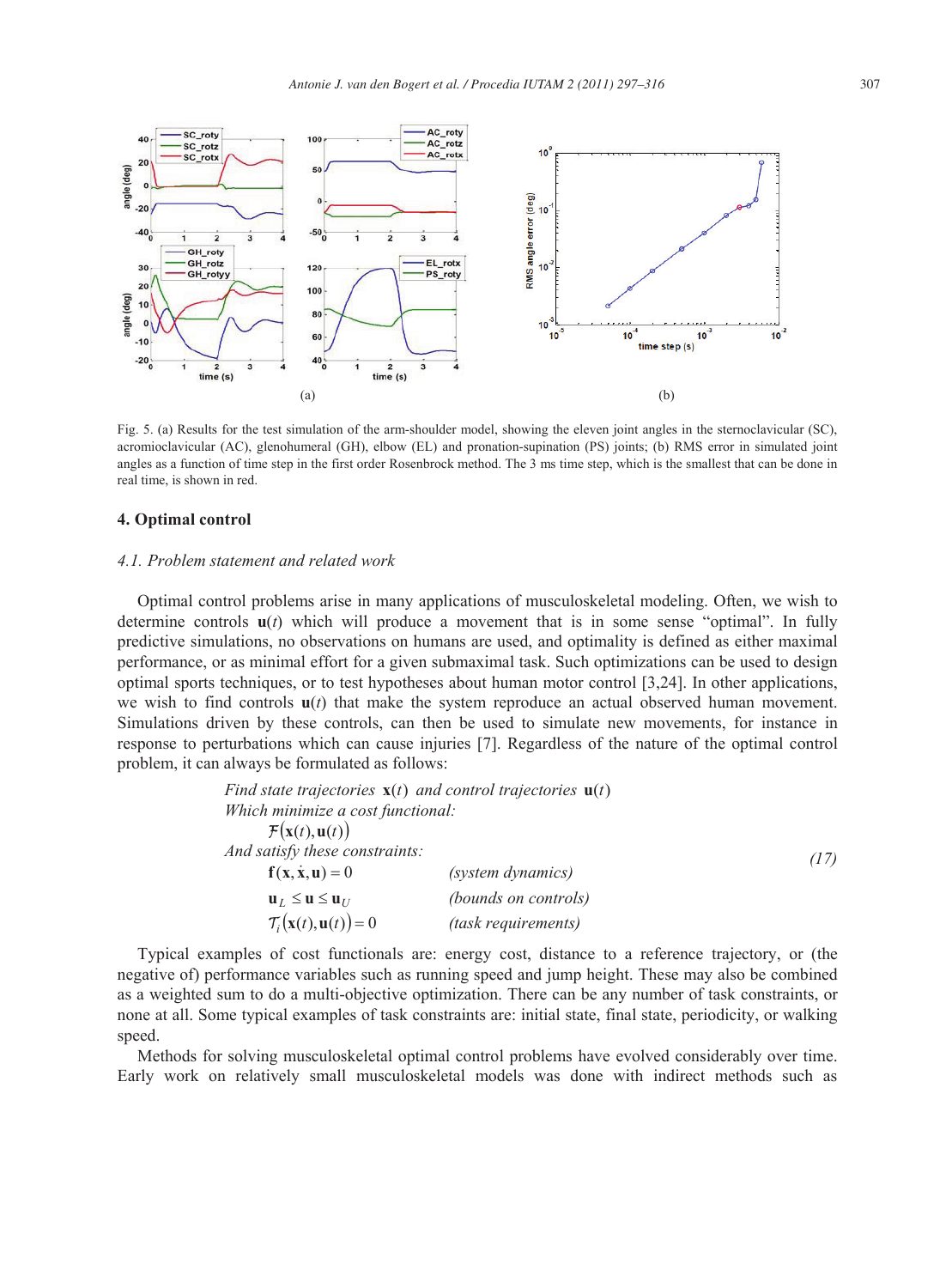Fig. 5. (a) Results for the test simulation of the arm-shoulder model, showing the eleven joint angles in the sternoclavicular (SC), acromioclavicular (AC), glenohumeral (GH), elbow (EL) and pronation-supination (PS) joints; (b) RMS error in simulated joint angles as a function of time step in the first order Rosenbrock method. The 3 ms time step, which is the smallest that can be done in real time, is shown in red.

## 4. Optimal control

### 4.1. Problem statement and related work

Optimal control problems arise in many applications of musculoskeletal modeling. Often, we wish to determine controls $\mathbf{u}(t)$ which will produce a movement that is in some sense "optimal". In fully predictive simulations, no observations on humans are used, and optimality is defined as either maximal performance, or as minimal effort for a given submaximal task. Such optimizations can be used to design optimal sports techniques, or to test hypotheses about human motor control [3,24]. In other applications, we wish to find controls $\mathbf{u}(t)$ that make the system reproduce an actual observed human movement. Simulations driven by these controls, can then be used to simulate new movements, for instance in response to perturbations which can cause injuries [7]. Regardless of the nature of the optimal control problem, it can always be formulated as follows:

$$
\begin{aligned}
&\textit{Find state trajectories } \mathbf{x}(t) \textit{ and control trajectories } \mathbf{u}(t)\\
&\textit{Which minimize a cost functional:}\\
&\qquad \mathcal{F}(\mathbf{x}(t),\mathbf{u}(t))\\
&\textit{And satisfy these constraints:}\\
&\qquad \mathbf{f}(\mathbf{x},\dot{\mathbf{x}},\mathbf{u}) = 0 \qquad \textit{(system dynamics)}\\
&\qquad \mathbf{u}_L \le \mathbf{u} \le \mathbf{u}_U \qquad \textit{(bounds on controls)}\\
&\qquad \mathcal{T}_i(\mathbf{x}(t),\mathbf{u}(t)) = 0 \qquad \textit{(task requirements)}
\end{aligned}
\qquad (17)
$$

Typical examples of cost functionals are: energy cost, distance to a reference trajectory, or (the negative of) performance variables such as running speed and jump height. These may also be combined as a weighted sum to do a multi-objective optimization. There can be any number of task constraints, or none at all. Some typical examples of task constraints are: initial state, final state, periodicity, or walking speed.

Methods for solving musculoskeletal optimal control problems have evolved considerably over time. Early work on relatively small musculoskeletal models was done with indirect methods such as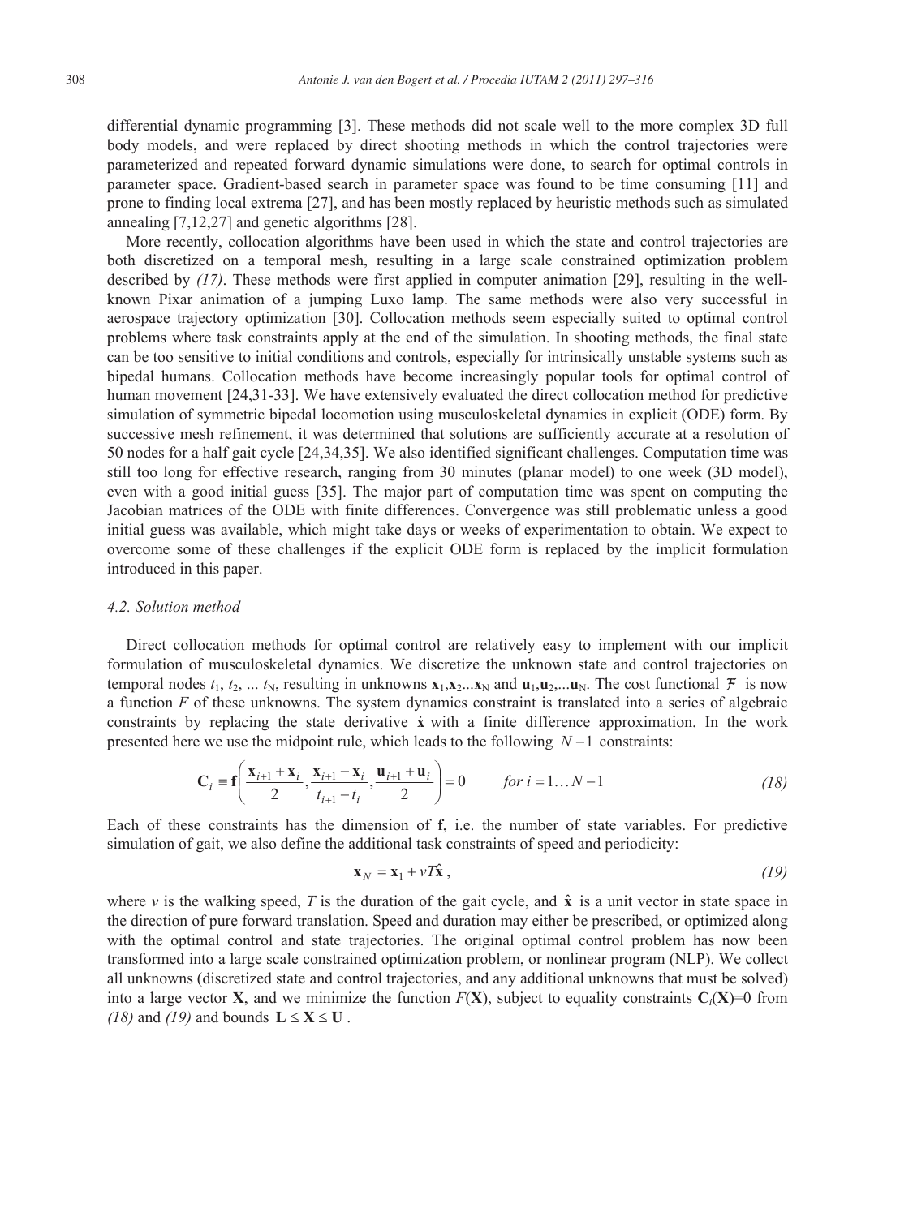differential dynamic programming [3]. These methods did not scale well to the more complex 3D full body models, and were replaced by direct shooting methods in which the control trajectories were parameterized and repeated forward dynamic simulations were done, to search for optimal controls in parameter space. Gradient-based search in parameter space was found to be time consuming [11] and prone to finding local extrema [27], and has been mostly replaced by heuristic methods such as simulated annealing [7,12,27] and genetic algorithms [28].

More recently, collocation algorithms have been used in which the state and control trajectories are both discretized on a temporal mesh, resulting in a large scale constrained optimization problem described by *(17)*. These methods were first applied in computer animation [29], resulting in the well-known Pixar animation of a jumping Luxo lamp. The same methods were also very successful in aerospace trajectory optimization [30]. Collocation methods seem especially suited to optimal control problems where task constraints apply at the end of the simulation. In shooting methods, the final state can be too sensitive to initial conditions and controls, especially for intrinsically unstable systems such as bipedal humans. Collocation methods have become increasingly popular tools for optimal control of human movement [24,31-33]. We have extensively evaluated the direct collocation method for predictive simulation of symmetric bipedal locomotion using musculoskeletal dynamics in explicit (ODE) form. By successive mesh refinement, it was determined that solutions are sufficiently accurate at a resolution of 50 nodes for a half gait cycle [24,34,35]. We also identified significant challenges. Computation time was still too long for effective research, ranging from 30 minutes (planar model) to one week (3D model), even with a good initial guess [35]. The major part of computation time was spent on computing the Jacobian matrices of the ODE with finite differences. Convergence was still problematic unless a good initial guess was available, which might take days or weeks of experimentation to obtain. We expect to overcome some of these challenges if the explicit ODE form is replaced by the implicit formulation introduced in this paper.

### *4.2. Solution method*

Direct collocation methods for optimal control are relatively easy to implement with our implicit formulation of musculoskeletal dynamics. We discretize the unknown state and control trajectories on temporal nodes $t_1, t_2, \ldots t_N$, resulting in unknowns $\mathbf{x}_1, \mathbf{x}_2 \ldots \mathbf{x}_N$ and $\mathbf{u}_1, \mathbf{u}_2, \ldots \mathbf{u}_N$. The cost functional $\mathcal{F}$ is now a function $F$ of these unknowns. The system dynamics constraint is translated into a series of algebraic constraints by replacing the state derivative $\dot{\mathbf{x}}$ with a finite difference approximation. In the work presented here we use the midpoint rule, which leads to the following $N-1$ constraints:

$$\mathbf{C}_i \equiv \mathbf{f}\left(\frac{\mathbf{x}_{i+1}+\mathbf{x}_i}{2}, \frac{\mathbf{x}_{i+1}-\mathbf{x}_i}{t_{i+1}-t_i}, \frac{\mathbf{u}_{i+1}+\mathbf{u}_i}{2}\right) = 0 \qquad \textit{for } i = 1 \ldots N-1 \tag{18}$$

Each of these constraints has the dimension of $\mathbf{f}$, i.e. the number of state variables. For predictive simulation of gait, we also define the additional task constraints of speed and periodicity:

$$\mathbf{x}_N = \mathbf{x}_1 + vT\hat{\mathbf{x}}, \tag{19}$$

where $v$ is the walking speed, $T$ is the duration of the gait cycle, and $\hat{\mathbf{x}}$ is a unit vector in state space in the direction of pure forward translation. Speed and duration may either be prescribed, or optimized along with the optimal control and state trajectories. The original optimal control problem has now been transformed into a large scale constrained optimization problem, or nonlinear program (NLP). We collect all unknowns (discretized state and control trajectories, and any additional unknowns that must be solved) into a large vector $\mathbf{X}$, and we minimize the function $F(\mathbf{X})$, subject to equality constraints $\mathbf{C}_i(\mathbf{X})=0$ from *(18)* and *(19)* and bounds $\mathbf{L} \le \mathbf{X} \le \mathbf{U}$.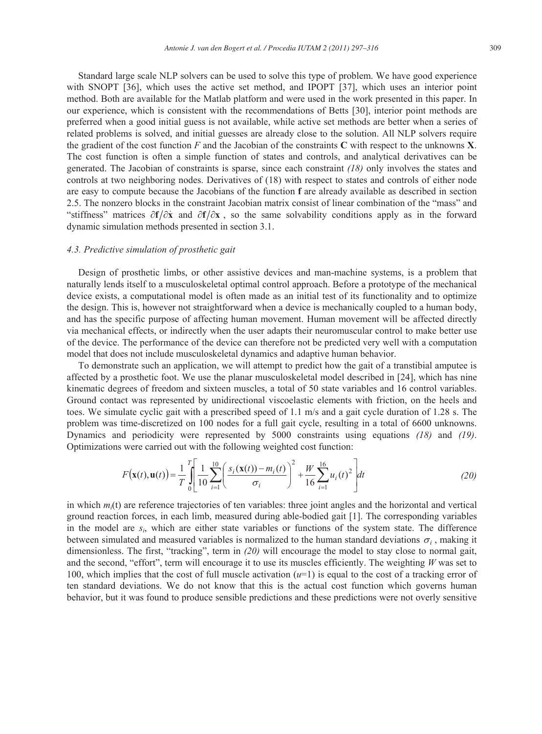Standard large scale NLP solvers can be used to solve this type of problem. We have good experience with SNOPT [36], which uses the active set method, and IPOPT [37], which uses an interior point method. Both are available for the Matlab platform and were used in the work presented in this paper. In our experience, which is consistent with the recommendations of Betts [30], interior point methods are preferred when a good initial guess is not available, while active set methods are better when a series of related problems is solved, and initial guesses are already close to the solution. All NLP solvers require the gradient of the cost function $F$ and the Jacobian of the constraints $\mathbf{C}$ with respect to the unknowns $\mathbf{X}$. The cost function is often a simple function of states and controls, and analytical derivatives can be generated. The Jacobian of constraints is sparse, since each constraint *(18)* only involves the states and controls at two neighboring nodes. Derivatives of (18) with respect to states and controls of either node are easy to compute because the Jacobians of the function $\mathbf{f}$ are already available as described in section 2.5. The nonzero blocks in the constraint Jacobian matrix consist of linear combination of the "mass" and "stiffness" matrices $\partial\mathbf{f}/\partial\dot{\mathbf{x}}$ and $\partial\mathbf{f}/\partial\mathbf{x}$, so the same solvability conditions apply as in the forward dynamic simulation methods presented in section 3.1.

### *4.3. Predictive simulation of prosthetic gait*

Design of prosthetic limbs, or other assistive devices and man-machine systems, is a problem that naturally lends itself to a musculoskeletal optimal control approach. Before a prototype of the mechanical device exists, a computational model is often made as an initial test of its functionality and to optimize the design. This is, however not straightforward when a device is mechanically coupled to a human body, and has the specific purpose of affecting human movement. Human movement will be affected directly via mechanical effects, or indirectly when the user adapts their neuromuscular control to make better use of the device. The performance of the device can therefore not be predicted very well with a computation model that does not include musculoskeletal dynamics and adaptive human behavior.

To demonstrate such an application, we will attempt to predict how the gait of a transtibial amputee is affected by a prosthetic foot. We use the planar musculoskeletal model described in [24], which has nine kinematic degrees of freedom and sixteen muscles, a total of 50 state variables and 16 control variables. Ground contact was represented by unidirectional viscoelastic elements with friction, on the heels and toes. We simulate cyclic gait with a prescribed speed of 1.1 m/s and a gait cycle duration of 1.28 s. The problem was time-discretized on 100 nodes for a full gait cycle, resulting in a total of 6600 unknowns. Dynamics and periodicity were represented by 5000 constraints using equations *(18)* and *(19)*. Optimizations were carried out with the following weighted cost function:

$$F\big(\mathbf{x}(t),\mathbf{u}(t)\big)=\frac{1}{T}\int_0^T\left[\frac{1}{10}\sum_{i=1}^{10}\left(\frac{s_i(\mathbf{x}(t))-m_i(t)}{\sigma_i}\right)^2+\frac{W}{16}\sum_{i=1}^{16}u_i(t)^2\right]dt \tag{20}$$

in which $m_i$(t) are reference trajectories of ten variables: three joint angles and the horizontal and vertical ground reaction forces, in each limb, measured during able-bodied gait [1]. The corresponding variables in the model are $s_i$, which are either state variables or functions of the system state. The difference between simulated and measured variables is normalized to the human standard deviations $\sigma_i$, making it dimensionless. The first, "tracking", term in *(20)* will encourage the model to stay close to normal gait, and the second, "effort", term will encourage it to use its muscles efficiently. The weighting $W$ was set to 100, which implies that the cost of full muscle activation ($u$=1) is equal to the cost of a tracking error of ten standard deviations. We do not know that this is the actual cost function which governs human behavior, but it was found to produce sensible predictions and these predictions were not overly sensitive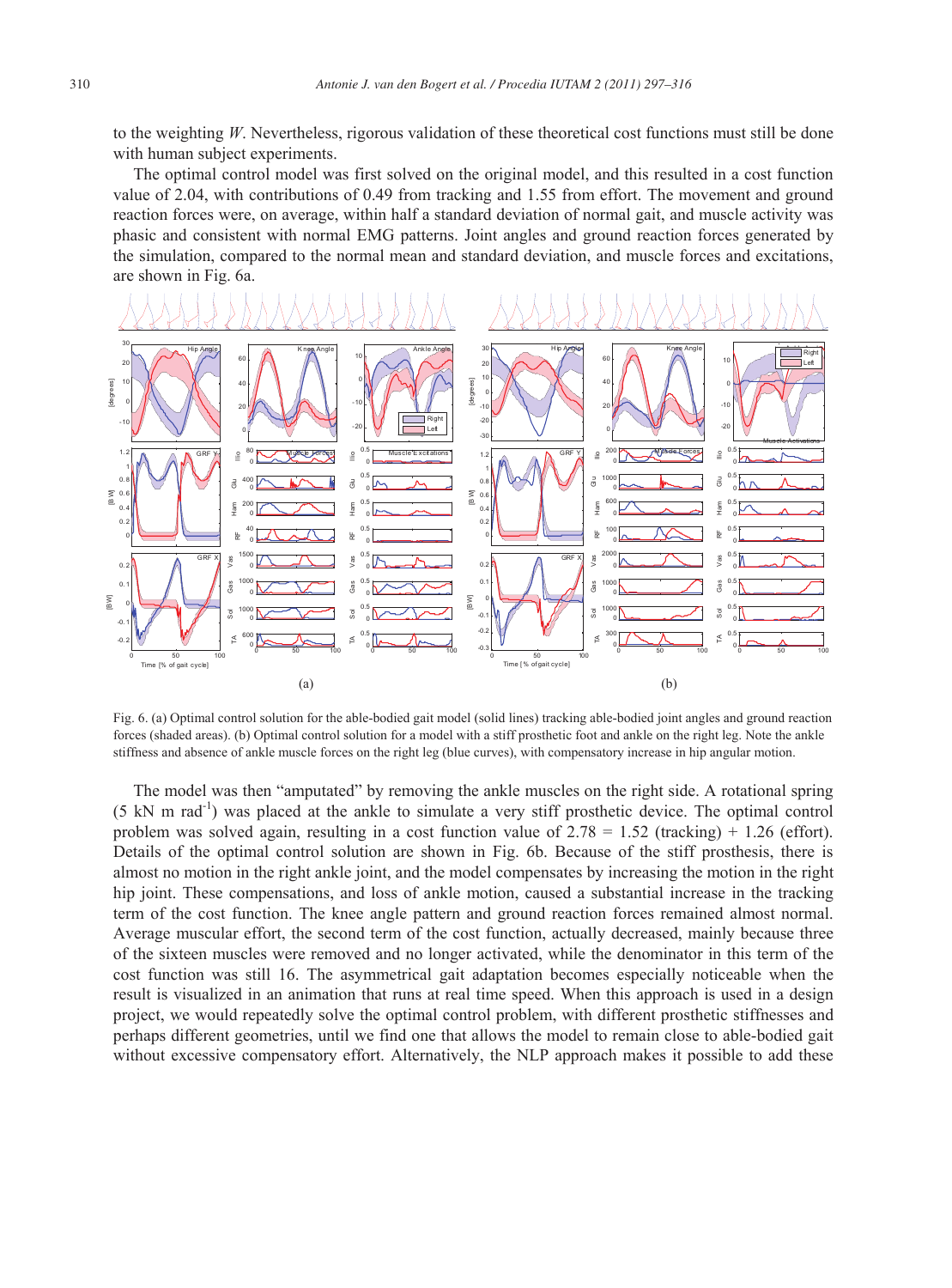to the weighting $W$. Nevertheless, rigorous validation of these theoretical cost functions must still be done with human subject experiments.

The optimal control model was first solved on the original model, and this resulted in a cost function value of 2.04, with contributions of 0.49 from tracking and 1.55 from effort. The movement and ground reaction forces were, on average, within half a standard deviation of normal gait, and muscle activity was phasic and consistent with normal EMG patterns. Joint angles and ground reaction forces generated by the simulation, compared to the normal mean and standard deviation, and muscle forces and excitations, are shown in Fig. 6a.

Fig. 6. (a) Optimal control solution for the able-bodied gait model (solid lines) tracking able-bodied joint angles and ground reaction forces (shaded areas). (b) Optimal control solution for a model with a stiff prosthetic foot and ankle on the right leg. Note the ankle stiffness and absence of ankle muscle forces on the right leg (blue curves), with compensatory increase in hip angular motion.

The model was then "amputated" by removing the ankle muscles on the right side. A rotational spring (5 kN m rad$^{-1}$) was placed at the ankle to simulate a very stiff prosthetic device. The optimal control problem was solved again, resulting in a cost function value of 2.78 = 1.52 (tracking) + 1.26 (effort). Details of the optimal control solution are shown in Fig. 6b. Because of the stiff prosthesis, there is almost no motion in the right ankle joint, and the model compensates by increasing the motion in the right hip joint. These compensations, and loss of ankle motion, caused a substantial increase in the tracking term of the cost function. The knee angle pattern and ground reaction forces remained almost normal. Average muscular effort, the second term of the cost function, actually decreased, mainly because three of the sixteen muscles were removed and no longer activated, while the denominator in this term of the cost function was still 16. The asymmetrical gait adaptation becomes especially noticeable when the result is visualized in an animation that runs at real time speed. When this approach is used in a design project, we would repeatedly solve the optimal control problem, with different prosthetic stiffnesses and perhaps different geometries, until we find one that allows the model to remain close to able-bodied gait without excessive compensatory effort. Alternatively, the NLP approach makes it possible to add these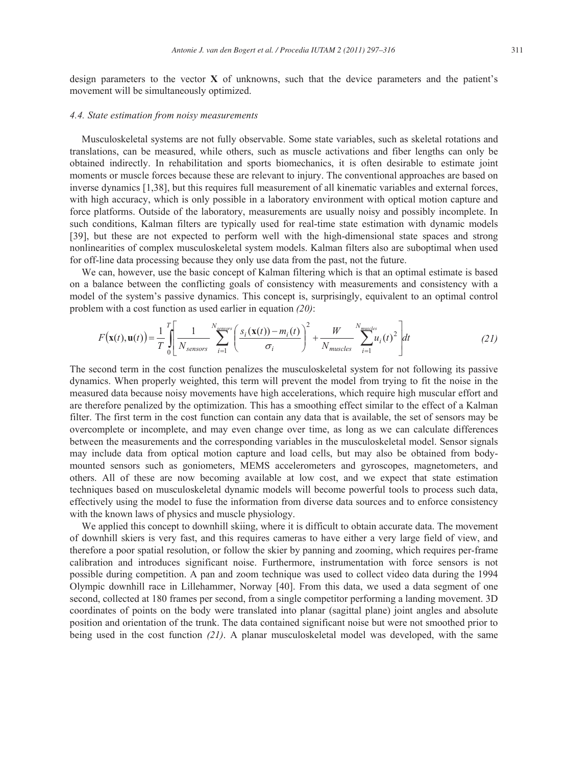design parameters to the vector $\mathbf{X}$ of unknowns, such that the device parameters and the patient's movement will be simultaneously optimized.

### *4.4. State estimation from noisy measurements*

Musculoskeletal systems are not fully observable. Some state variables, such as skeletal rotations and translations, can be measured, while others, such as muscle activations and fiber lengths can only be obtained indirectly. In rehabilitation and sports biomechanics, it is often desirable to estimate joint moments or muscle forces because these are relevant to injury. The conventional approaches are based on inverse dynamics [1,38], but this requires full measurement of all kinematic variables and external forces, with high accuracy, which is only possible in a laboratory environment with optical motion capture and force platforms. Outside of the laboratory, measurements are usually noisy and possibly incomplete. In such conditions, Kalman filters are typically used for real-time state estimation with dynamic models [39], but these are not expected to perform well with the high-dimensional state spaces and strong nonlinearities of complex musculoskeletal system models. Kalman filters also are suboptimal when used for off-line data processing because they only use data from the past, not the future.

We can, however, use the basic concept of Kalman filtering which is that an optimal estimate is based on a balance between the conflicting goals of consistency with measurements and consistency with a model of the system's passive dynamics. This concept is, surprisingly, equivalent to an optimal control problem with a cost function as used earlier in equation *(20)*:

$$F(\mathbf{x}(t),\mathbf{u}(t)) = \frac{1}{T}\int_0^T \left[ \frac{1}{N_{sensors}} \sum_{i=1}^{N_{sensors}} \left( \frac{s_i(\mathbf{x}(t)) - m_i(t)}{\sigma_i} \right)^2 + \frac{W}{N_{muscles}} \sum_{i=1}^{N_{muscles}} u_i(t)^2 \right] dt \tag{21}$$

The second term in the cost function penalizes the musculoskeletal system for not following its passive dynamics. When properly weighted, this term will prevent the model from trying to fit the noise in the measured data because noisy movements have high accelerations, which require high muscular effort and are therefore penalized by the optimization. This has a smoothing effect similar to the effect of a Kalman filter. The first term in the cost function can contain any data that is available, the set of sensors may be overcomplete or incomplete, and may even change over time, as long as we can calculate differences between the measurements and the corresponding variables in the musculoskeletal model. Sensor signals may include data from optical motion capture and load cells, but may also be obtained from body-mounted sensors such as goniometers, MEMS accelerometers and gyroscopes, magnetometers, and others. All of these are now becoming available at low cost, and we expect that state estimation techniques based on musculoskeletal dynamic models will become powerful tools to process such data, effectively using the model to fuse the information from diverse data sources and to enforce consistency with the known laws of physics and muscle physiology.

We applied this concept to downhill skiing, where it is difficult to obtain accurate data. The movement of downhill skiers is very fast, and this requires cameras to have either a very large field of view, and therefore a poor spatial resolution, or follow the skier by panning and zooming, which requires per-frame calibration and introduces significant noise. Furthermore, instrumentation with force sensors is not possible during competition. A pan and zoom technique was used to collect video data during the 1994 Olympic downhill race in Lillehammer, Norway [40]. From this data, we used a data segment of one second, collected at 180 frames per second, from a single competitor performing a landing movement. 3D coordinates of points on the body were translated into planar (sagittal plane) joint angles and absolute position and orientation of the trunk. The data contained significant noise but were not smoothed prior to being used in the cost function *(21)*. A planar musculoskeletal model was developed, with the same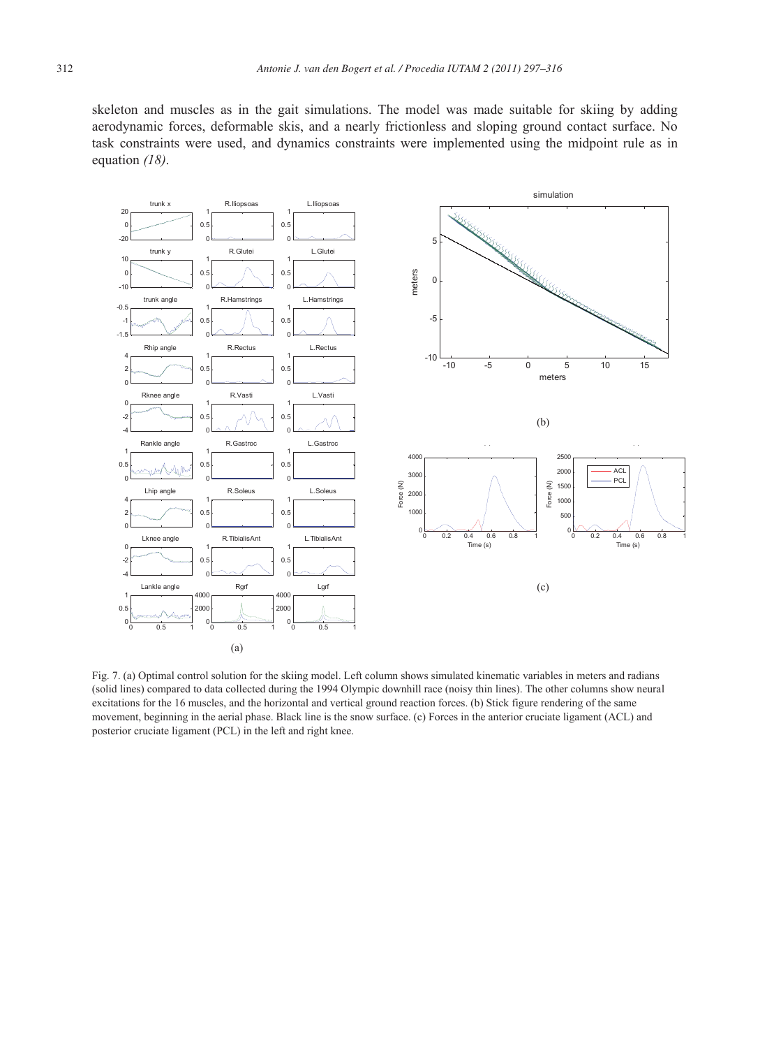skeleton and muscles as in the gait simulations. The model was made suitable for skiing by adding aerodynamic forces, deformable skis, and a nearly frictionless and sloping ground contact surface. No task constraints were used, and dynamics constraints were implemented using the midpoint rule as in equation *(18)*.

Fig. 7. (a) Optimal control solution for the skiing model. Left column shows simulated kinematic variables in meters and radians (solid lines) compared to data collected during the 1994 Olympic downhill race (noisy thin lines). The other columns show neural excitations for the 16 muscles, and the horizontal and vertical ground reaction forces. (b) Stick figure rendering of the same movement, beginning in the aerial phase. Black line is the snow surface. (c) Forces in the anterior cruciate ligament (ACL) and posterior cruciate ligament (PCL) in the left and right knee.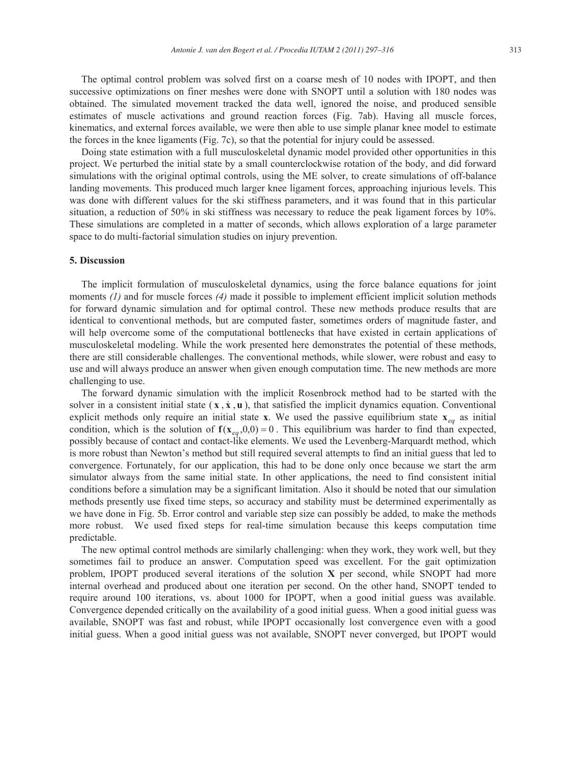The optimal control problem was solved first on a coarse mesh of 10 nodes with IPOPT, and then successive optimizations on finer meshes were done with SNOPT until a solution with 180 nodes was obtained. The simulated movement tracked the data well, ignored the noise, and produced sensible estimates of muscle activations and ground reaction forces (Fig. 7ab). Having all muscle forces, kinematics, and external forces available, we were then able to use simple planar knee model to estimate the forces in the knee ligaments (Fig. 7c), so that the potential for injury could be assessed.

Doing state estimation with a full musculoskeletal dynamic model provided other opportunities in this project. We perturbed the initial state by a small counterclockwise rotation of the body, and did forward simulations with the original optimal controls, using the ME solver, to create simulations of off-balance landing movements. This produced much larger knee ligament forces, approaching injurious levels. This was done with different values for the ski stiffness parameters, and it was found that in this particular situation, a reduction of 50% in ski stiffness was necessary to reduce the peak ligament forces by 10%. These simulations are completed in a matter of seconds, which allows exploration of a large parameter space to do multi-factorial simulation studies on injury prevention.

## 5. Discussion

The implicit formulation of musculoskeletal dynamics, using the force balance equations for joint moments *(1)* and for muscle forces *(4)* made it possible to implement efficient implicit solution methods for forward dynamic simulation and for optimal control. These new methods produce results that are identical to conventional methods, but are computed faster, sometimes orders of magnitude faster, and will help overcome some of the computational bottlenecks that have existed in certain applications of musculoskeletal modeling. While the work presented here demonstrates the potential of these methods, there are still considerable challenges. The conventional methods, while slower, were robust and easy to use and will always produce an answer when given enough computation time. The new methods are more challenging to use.

The forward dynamic simulation with the implicit Rosenbrock method had to be started with the solver in a consistent initial state ($\mathbf{x}$, $\dot{\mathbf{x}}$, $\mathbf{u}$), that satisfied the implicit dynamics equation. Conventional explicit methods only require an initial state $\mathbf{x}$. We used the passive equilibrium state $\mathbf{x}_{eq}$ as initial condition, which is the solution of $\mathbf{f}(\mathbf{x}_{eq},0,0)=0$. This equilibrium was harder to find than expected, possibly because of contact and contact-like elements. We used the Levenberg-Marquardt method, which is more robust than Newton's method but still required several attempts to find an initial guess that led to convergence. Fortunately, for our application, this had to be done only once because we start the arm simulator always from the same initial state. In other applications, the need to find consistent initial conditions before a simulation may be a significant limitation. Also it should be noted that our simulation methods presently use fixed time steps, so accuracy and stability must be determined experimentally as we have done in Fig. 5b. Error control and variable step size can possibly be added, to make the methods more robust. We used fixed steps for real-time simulation because this keeps computation time predictable.

The new optimal control methods are similarly challenging: when they work, they work well, but they sometimes fail to produce an answer. Computation speed was excellent. For the gait optimization problem, IPOPT produced several iterations of the solution $\mathbf{X}$ per second, while SNOPT had more internal overhead and produced about one iteration per second. On the other hand, SNOPT tended to require around 100 iterations, vs. about 1000 for IPOPT, when a good initial guess was available. Convergence depended critically on the availability of a good initial guess. When a good initial guess was available, SNOPT was fast and robust, while IPOPT occasionally lost convergence even with a good initial guess. When a good initial guess was not available, SNOPT never converged, but IPOPT would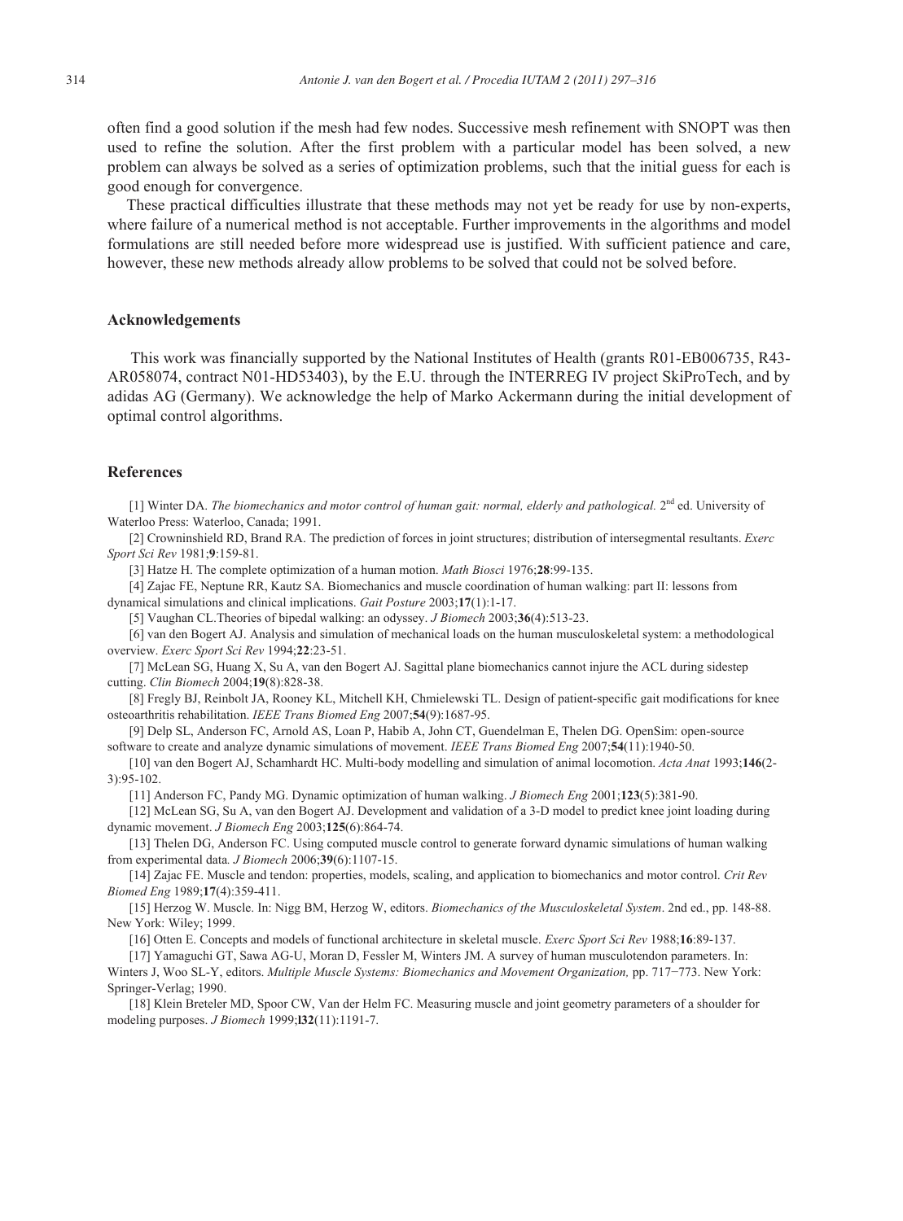often find a good solution if the mesh had few nodes. Successive mesh refinement with SNOPT was then used to refine the solution. After the first problem with a particular model has been solved, a new problem can always be solved as a series of optimization problems, such that the initial guess for each is good enough for convergence.

These practical difficulties illustrate that these methods may not yet be ready for use by non-experts, where failure of a numerical method is not acceptable. Further improvements in the algorithms and model formulations are still needed before more widespread use is justified. With sufficient patience and care, however, these new methods already allow problems to be solved that could not be solved before.

## Acknowledgements

This work was financially supported by the National Institutes of Health (grants R01-EB006735, R43-AR058074, contract N01-HD53403), by the E.U. through the INTERREG IV project SkiProTech, and by adidas AG (Germany). We acknowledge the help of Marko Ackermann during the initial development of optimal control algorithms.

## References

[1] Winter DA. *The biomechanics and motor control of human gait: normal, elderly and pathological.* 2nd ed. University of Waterloo Press: Waterloo, Canada; 1991.

[2] Crowninshield RD, Brand RA. The prediction of forces in joint structures; distribution of intersegmental resultants. *Exerc Sport Sci Rev* 1981;**9**:159-81.

[3] Hatze H. The complete optimization of a human motion. *Math Biosci* 1976;**28**:99-135.

[4] Zajac FE, Neptune RR, Kautz SA. Biomechanics and muscle coordination of human walking: part II: lessons from dynamical simulations and clinical implications. *Gait Posture* 2003;**17**(1):1-17.

[5] Vaughan CL.Theories of bipedal walking: an odyssey. *J Biomech* 2003;**36**(4):513-23.

[6] van den Bogert AJ. Analysis and simulation of mechanical loads on the human musculoskeletal system: a methodological overview. *Exerc Sport Sci Rev* 1994;**22**:23-51.

[7] McLean SG, Huang X, Su A, van den Bogert AJ. Sagittal plane biomechanics cannot injure the ACL during sidestep cutting. *Clin Biomech* 2004;**19**(8):828-38.

[8] Fregly BJ, Reinbolt JA, Rooney KL, Mitchell KH, Chmielewski TL. Design of patient-specific gait modifications for knee osteoarthritis rehabilitation. *IEEE Trans Biomed Eng* 2007;**54**(9):1687-95.

[9] Delp SL, Anderson FC, Arnold AS, Loan P, Habib A, John CT, Guendelman E, Thelen DG. OpenSim: open-source software to create and analyze dynamic simulations of movement. *IEEE Trans Biomed Eng* 2007;**54**(11):1940-50.

[10] van den Bogert AJ, Schamhardt HC. Multi-body modelling and simulation of animal locomotion. *Acta Anat* 1993;**146**(2-3):95-102.

[11] Anderson FC, Pandy MG. Dynamic optimization of human walking. *J Biomech Eng* 2001;**123**(5):381-90.

[12] McLean SG, Su A, van den Bogert AJ. Development and validation of a 3-D model to predict knee joint loading during dynamic movement. *J Biomech Eng* 2003;**125**(6):864-74.

[13] Thelen DG, Anderson FC. Using computed muscle control to generate forward dynamic simulations of human walking from experimental data. *J Biomech* 2006;**39**(6):1107-15.

[14] Zajac FE. Muscle and tendon: properties, models, scaling, and application to biomechanics and motor control. *Crit Rev Biomed Eng* 1989;**17**(4):359-411.

[15] Herzog W. Muscle. In: Nigg BM, Herzog W, editors. *Biomechanics of the Musculoskeletal System*. 2nd ed., pp. 148-88. New York: Wiley; 1999.

[16] Otten E. Concepts and models of functional architecture in skeletal muscle. *Exerc Sport Sci Rev* 1988;**16**:89-137.

[17] Yamaguchi GT, Sawa AG-U, Moran D, Fessler M, Winters JM. A survey of human musculotendon parameters. In: Winters J, Woo SL-Y, editors. *Multiple Muscle Systems: Biomechanics and Movement Organization,* pp. 717−773. New York: Springer-Verlag; 1990.

[18] Klein Breteler MD, Spoor CW, Van der Helm FC. Measuring muscle and joint geometry parameters of a shoulder for modeling purposes. *J Biomech* 1999;**l32**(11):1191-7.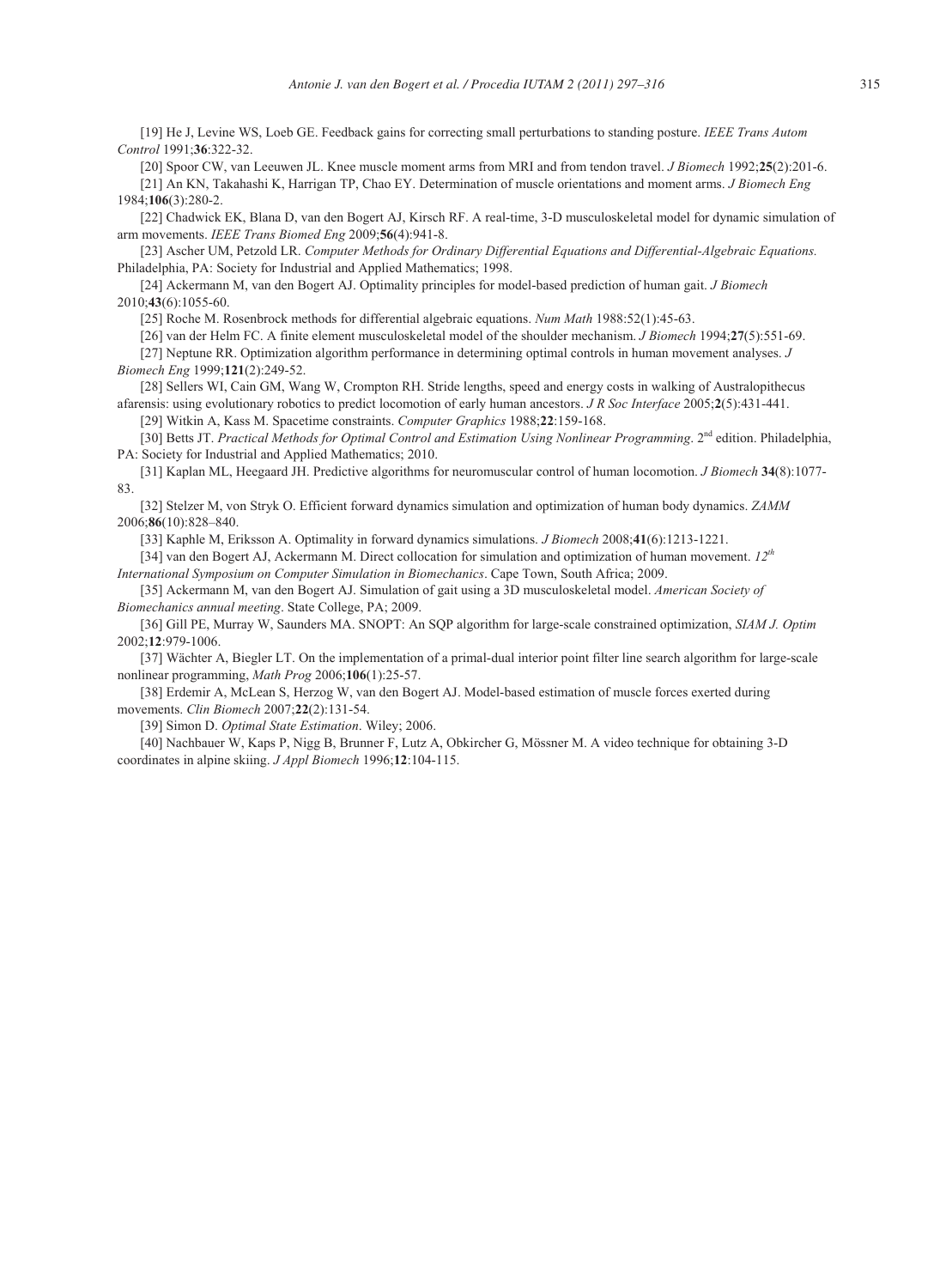[19] He J, Levine WS, Loeb GE. Feedback gains for correcting small perturbations to standing posture. *IEEE Trans Autom Control* 1991;**36**:322-32.

[20] Spoor CW, van Leeuwen JL. Knee muscle moment arms from MRI and from tendon travel. *J Biomech* 1992;**25**(2):201-6.

[21] An KN, Takahashi K, Harrigan TP, Chao EY. Determination of muscle orientations and moment arms. *J Biomech Eng* 1984;**106**(3):280-2.

[22] Chadwick EK, Blana D, van den Bogert AJ, Kirsch RF. A real-time, 3-D musculoskeletal model for dynamic simulation of arm movements. *IEEE Trans Biomed Eng* 2009;**56**(4):941-8.

[23] Ascher UM, Petzold LR. *Computer Methods for Ordinary Differential Equations and Differential-Algebraic Equations.* Philadelphia, PA: Society for Industrial and Applied Mathematics; 1998.

[24] Ackermann M, van den Bogert AJ. Optimality principles for model-based prediction of human gait. *J Biomech* 2010;**43**(6):1055-60.

[25] Roche M. Rosenbrock methods for differential algebraic equations. *Num Math* 1988:52(1):45-63.

[26] van der Helm FC. A finite element musculoskeletal model of the shoulder mechanism. *J Biomech* 1994;**27**(5):551-69.

[27] Neptune RR. Optimization algorithm performance in determining optimal controls in human movement analyses. *J Biomech Eng* 1999;**121**(2):249-52.

[28] Sellers WI, Cain GM, Wang W, Crompton RH. Stride lengths, speed and energy costs in walking of Australopithecus afarensis: using evolutionary robotics to predict locomotion of early human ancestors. *J R Soc Interface* 2005;**2**(5):431-441.

[29] Witkin A, Kass M. Spacetime constraints. *Computer Graphics* 1988;**22**:159-168.

[30] Betts JT. *Practical Methods for Optimal Control and Estimation Using Nonlinear Programming*. 2nd edition. Philadelphia, PA: Society for Industrial and Applied Mathematics; 2010.

[31] Kaplan ML, Heegaard JH. Predictive algorithms for neuromuscular control of human locomotion. *J Biomech* **34**(8):1077-83.

[32] Stelzer M, von Stryk O. Efficient forward dynamics simulation and optimization of human body dynamics. *ZAMM* 2006;**86**(10):828–840.

[33] Kaphle M, Eriksson A. Optimality in forward dynamics simulations. *J Biomech* 2008;**41**(6):1213-1221.

[34] van den Bogert AJ, Ackermann M. Direct collocation for simulation and optimization of human movement. *12th International Symposium on Computer Simulation in Biomechanics*. Cape Town, South Africa; 2009.

[35] Ackermann M, van den Bogert AJ. Simulation of gait using a 3D musculoskeletal model. *American Society of Biomechanics annual meeting*. State College, PA; 2009.

[36] Gill PE, Murray W, Saunders MA. SNOPT: An SQP algorithm for large-scale constrained optimization, *SIAM J. Optim* 2002;**12**:979-1006.

[37] Wächter A, Biegler LT. On the implementation of a primal-dual interior point filter line search algorithm for large-scale nonlinear programming, *Math Prog* 2006;**106**(1):25-57.

[38] Erdemir A, McLean S, Herzog W, van den Bogert AJ. Model-based estimation of muscle forces exerted during movements. *Clin Biomech* 2007;**22**(2):131-54.

[39] Simon D. *Optimal State Estimation*. Wiley; 2006.

[40] Nachbauer W, Kaps P, Nigg B, Brunner F, Lutz A, Obkircher G, Mössner M. A video technique for obtaining 3-D coordinates in alpine skiing. *J Appl Biomech* 1996;**12**:104-115.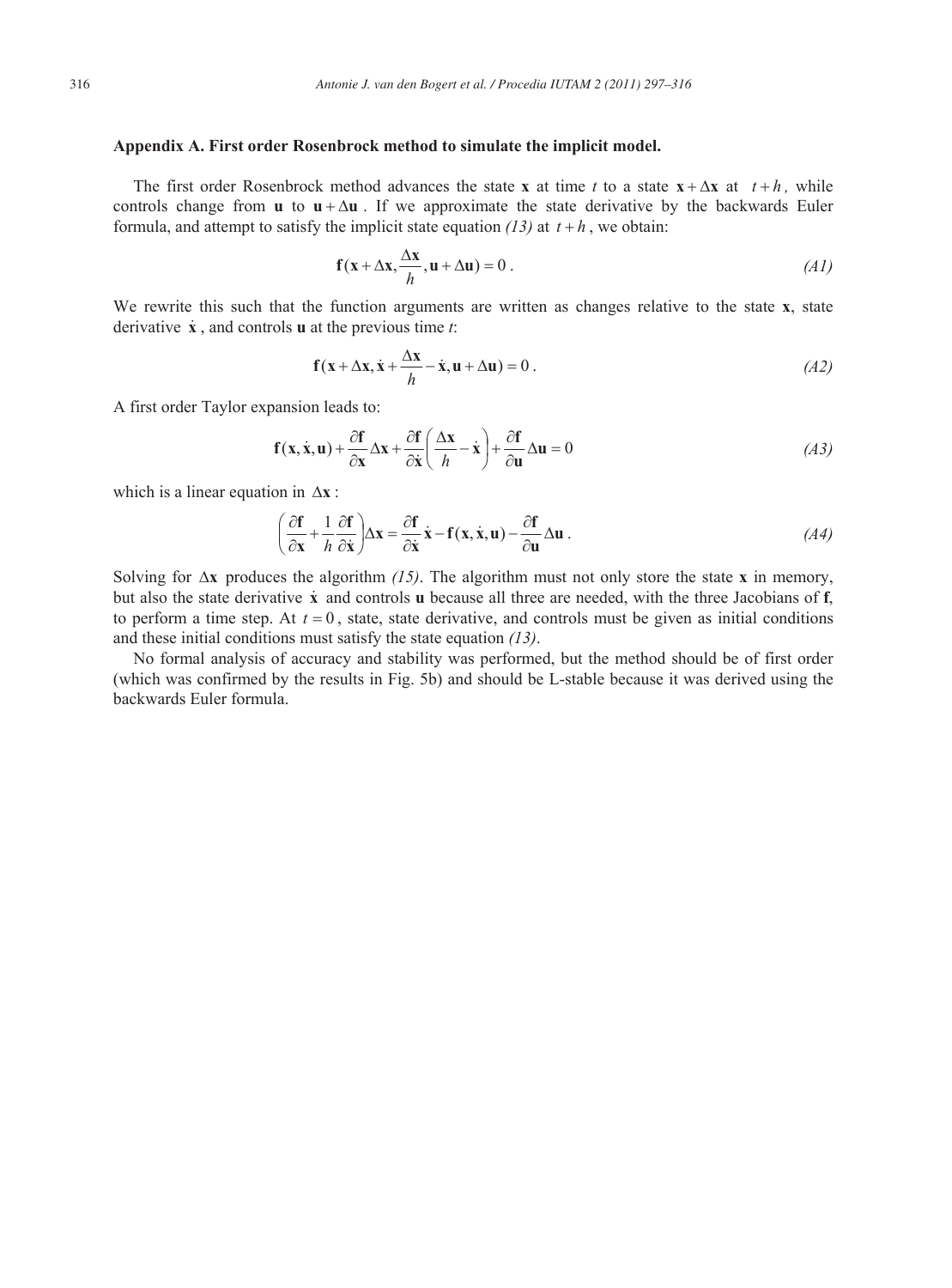## Appendix A. First order Rosenbrock method to simulate the implicit model.

The first order Rosenbrock method advances the state $\mathbf{x}$ at time $t$ to a state $\mathbf{x}+\Delta\mathbf{x}$ at $t+h$, while controls change from $\mathbf{u}$ to $\mathbf{u}+\Delta\mathbf{u}$. If we approximate the state derivative by the backwards Euler formula, and attempt to satisfy the implicit state equation *(13)* at $t+h$, we obtain:

$$\mathbf{f}(\mathbf{x}+\Delta\mathbf{x}, \frac{\Delta\mathbf{x}}{h}, \mathbf{u}+\Delta\mathbf{u}) = 0 \,. \tag{A1}$$

We rewrite this such that the function arguments are written as changes relative to the state $\mathbf{x}$, state derivative $\dot{\mathbf{x}}$, and controls $\mathbf{u}$ at the previous time $t$:

$$\mathbf{f}(\mathbf{x}+\Delta\mathbf{x}, \dot{\mathbf{x}}+\frac{\Delta\mathbf{x}}{h}-\dot{\mathbf{x}}, \mathbf{u}+\Delta\mathbf{u}) = 0 \,. \tag{A2}$$

A first order Taylor expansion leads to:

$$\mathbf{f}(\mathbf{x},\dot{\mathbf{x}},\mathbf{u}) + \frac{\partial\mathbf{f}}{\partial\mathbf{x}}\Delta\mathbf{x} + \frac{\partial\mathbf{f}}{\partial\dot{\mathbf{x}}}\left(\frac{\Delta\mathbf{x}}{h}-\dot{\mathbf{x}}\right) + \frac{\partial\mathbf{f}}{\partial\mathbf{u}}\Delta\mathbf{u} = 0 \tag{A3}$$

which is a linear equation in $\Delta\mathbf{x}$:

$$\left(\frac{\partial\mathbf{f}}{\partial\mathbf{x}} + \frac{1}{h}\frac{\partial\mathbf{f}}{\partial\dot{\mathbf{x}}}\right)\Delta\mathbf{x} = \frac{\partial\mathbf{f}}{\partial\dot{\mathbf{x}}}\dot{\mathbf{x}} - \mathbf{f}(\mathbf{x},\dot{\mathbf{x}},\mathbf{u}) - \frac{\partial\mathbf{f}}{\partial\mathbf{u}}\Delta\mathbf{u} \,. \tag{A4}$$

Solving for $\Delta\mathbf{x}$ produces the algorithm *(15)*. The algorithm must not only store the state $\mathbf{x}$ in memory, but also the state derivative $\dot{\mathbf{x}}$ and controls $\mathbf{u}$ because all three are needed, with the three Jacobians of $\mathbf{f}$, to perform a time step. At $t = 0$, state, state derivative, and controls must be given as initial conditions and these initial conditions must satisfy the state equation *(13)*.

No formal analysis of accuracy and stability was performed, but the method should be of first order (which was confirmed by the results in Fig. 5b) and should be L-stable because it was derived using the backwards Euler formula.